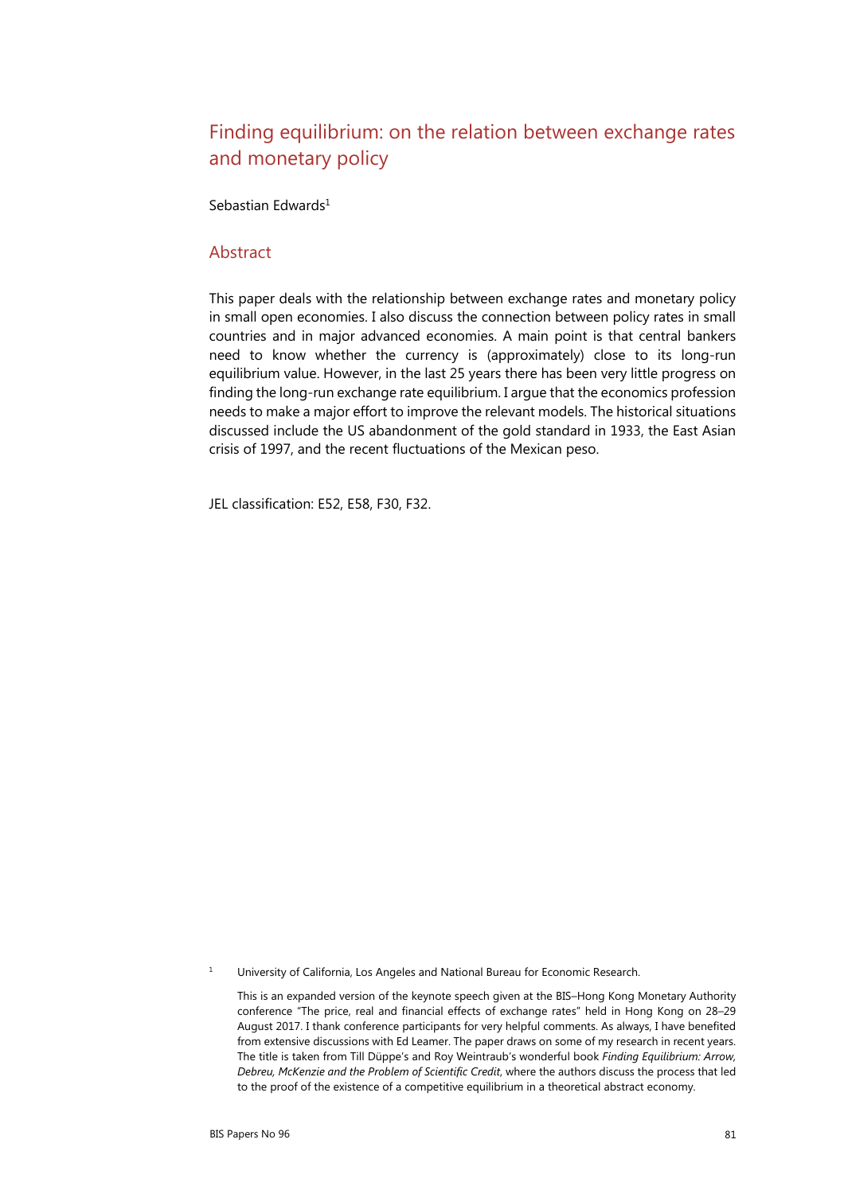# Finding equilibrium: on the relation between exchange rates and monetary policy

Sebastian Edwards[1]

## Abstract

This paper deals with the relationship between exchange rates and monetary policy in small open economies. I also discuss the connection between policy rates in small countries and in major advanced economies. A main point is that central bankers need to know whether the currency is (approximately) close to its long-run equilibrium value. However, in the last 25 years there has been very little progress on finding the long-run exchange rate equilibrium. I argue that the economics profession needs to make a major effort to improve the relevant models. The historical situations discussed include the US abandonment of the gold standard in 1933, the East Asian crisis of 1997, and the recent fluctuations of the Mexican peso.

JEL classification: E52, E58, F30, F32.

---

[1] University of California, Los Angeles and National Bureau for Economic Research.

This is an expanded version of the keynote speech given at the BIS–Hong Kong Monetary Authority conference "The price, real and financial effects of exchange rates" held in Hong Kong on 28–29 August 2017. I thank conference participants for very helpful comments. As always, I have benefited from extensive discussions with Ed Leamer. The paper draws on some of my research in recent years. The title is taken from Till Düppe's and Roy Weintraub's wonderful book *Finding Equilibrium: Arrow, Debreu, McKenzie and the Problem of Scientific Credit*, where the authors discuss the process that led to the proof of the existence of a competitive equilibrium in a theoretical abstract economy.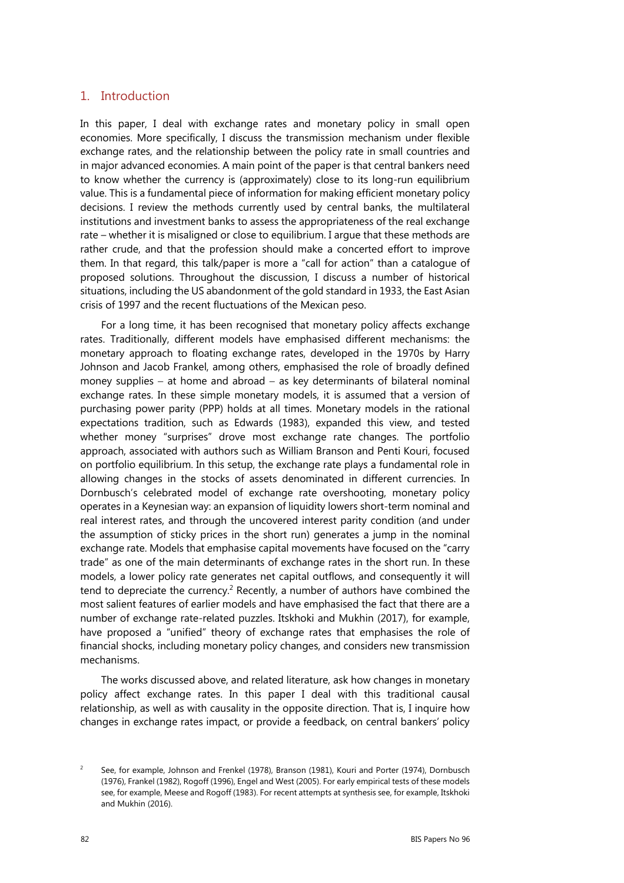## 1. Introduction

In this paper, I deal with exchange rates and monetary policy in small open economies. More specifically, I discuss the transmission mechanism under flexible exchange rates, and the relationship between the policy rate in small countries and in major advanced economies. A main point of the paper is that central bankers need to know whether the currency is (approximately) close to its long-run equilibrium value. This is a fundamental piece of information for making efficient monetary policy decisions. I review the methods currently used by central banks, the multilateral institutions and investment banks to assess the appropriateness of the real exchange rate – whether it is misaligned or close to equilibrium. I argue that these methods are rather crude, and that the profession should make a concerted effort to improve them. In that regard, this talk/paper is more a "call for action" than a catalogue of proposed solutions. Throughout the discussion, I discuss a number of historical situations, including the US abandonment of the gold standard in 1933, the East Asian crisis of 1997 and the recent fluctuations of the Mexican peso.

For a long time, it has been recognised that monetary policy affects exchange rates. Traditionally, different models have emphasised different mechanisms: the monetary approach to floating exchange rates, developed in the 1970s by Harry Johnson and Jacob Frankel, among others, emphasised the role of broadly defined money supplies – at home and abroad – as key determinants of bilateral nominal exchange rates. In these simple monetary models, it is assumed that a version of purchasing power parity (PPP) holds at all times. Monetary models in the rational expectations tradition, such as Edwards (1983), expanded this view, and tested whether money "surprises" drove most exchange rate changes. The portfolio approach, associated with authors such as William Branson and Penti Kouri, focused on portfolio equilibrium. In this setup, the exchange rate plays a fundamental role in allowing changes in the stocks of assets denominated in different currencies. In Dornbusch's celebrated model of exchange rate overshooting, monetary policy operates in a Keynesian way: an expansion of liquidity lowers short-term nominal and real interest rates, and through the uncovered interest parity condition (and under the assumption of sticky prices in the short run) generates a jump in the nominal exchange rate. Models that emphasise capital movements have focused on the "carry trade" as one of the main determinants of exchange rates in the short run. In these models, a lower policy rate generates net capital outflows, and consequently it will tend to depreciate the currency.[2] Recently, a number of authors have combined the most salient features of earlier models and have emphasised the fact that there are a number of exchange rate-related puzzles. Itskhoki and Mukhin (2017), for example, have proposed a "unified" theory of exchange rates that emphasises the role of financial shocks, including monetary policy changes, and considers new transmission mechanisms.

The works discussed above, and related literature, ask how changes in monetary policy affect exchange rates. In this paper I deal with this traditional causal relationship, as well as with causality in the opposite direction. That is, I inquire how changes in exchange rates impact, or provide a feedback, on central bankers' policy

[2] See, for example, Johnson and Frenkel (1978), Branson (1981), Kouri and Porter (1974), Dornbusch (1976), Frankel (1982), Rogoff (1996), Engel and West (2005). For early empirical tests of these models see, for example, Meese and Rogoff (1983). For recent attempts at synthesis see, for example, Itskhoki and Mukhin (2016).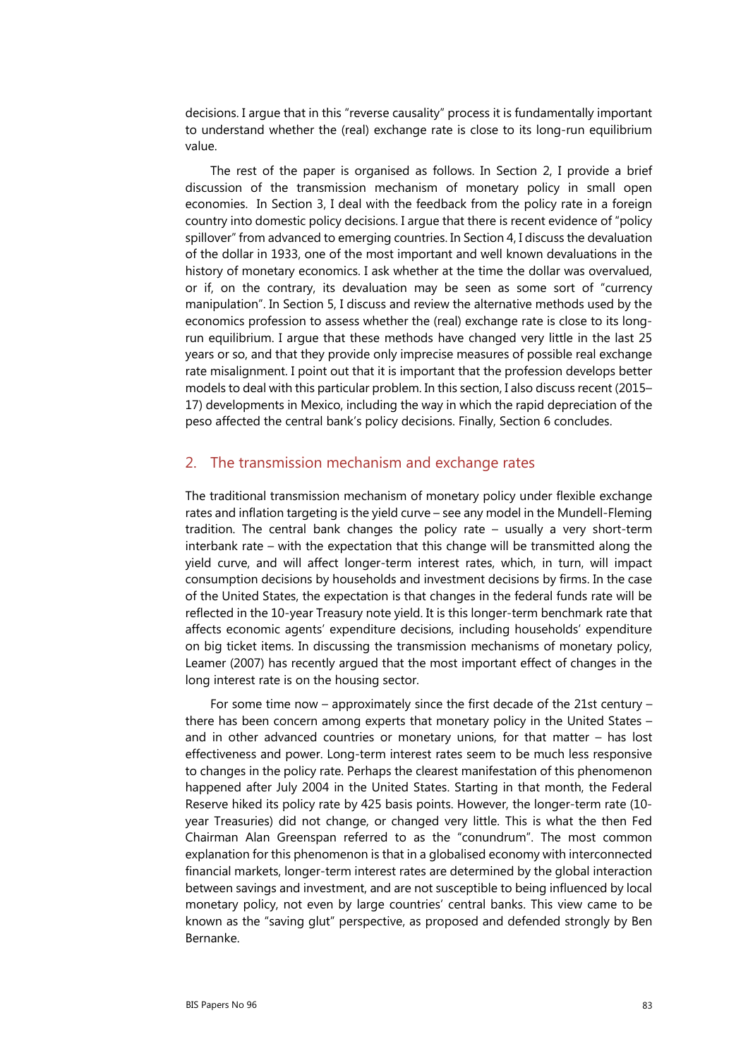decisions. I argue that in this "reverse causality" process it is fundamentally important to understand whether the (real) exchange rate is close to its long-run equilibrium value.

The rest of the paper is organised as follows. In Section 2, I provide a brief discussion of the transmission mechanism of monetary policy in small open economies. In Section 3, I deal with the feedback from the policy rate in a foreign country into domestic policy decisions. I argue that there is recent evidence of "policy spillover" from advanced to emerging countries. In Section 4, I discuss the devaluation of the dollar in 1933, one of the most important and well known devaluations in the history of monetary economics. I ask whether at the time the dollar was overvalued, or if, on the contrary, its devaluation may be seen as some sort of "currency manipulation". In Section 5, I discuss and review the alternative methods used by the economics profession to assess whether the (real) exchange rate is close to its long-run equilibrium. I argue that these methods have changed very little in the last 25 years or so, and that they provide only imprecise measures of possible real exchange rate misalignment. I point out that it is important that the profession develops better models to deal with this particular problem. In this section, I also discuss recent (2015–17) developments in Mexico, including the way in which the rapid depreciation of the peso affected the central bank's policy decisions. Finally, Section 6 concludes.

## 2. The transmission mechanism and exchange rates

The traditional transmission mechanism of monetary policy under flexible exchange rates and inflation targeting is the yield curve – see any model in the Mundell-Fleming tradition. The central bank changes the policy rate – usually a very short-term interbank rate – with the expectation that this change will be transmitted along the yield curve, and will affect longer-term interest rates, which, in turn, will impact consumption decisions by households and investment decisions by firms. In the case of the United States, the expectation is that changes in the federal funds rate will be reflected in the 10-year Treasury note yield. It is this longer-term benchmark rate that affects economic agents' expenditure decisions, including households' expenditure on big ticket items. In discussing the transmission mechanisms of monetary policy, Leamer (2007) has recently argued that the most important effect of changes in the long interest rate is on the housing sector.

For some time now – approximately since the first decade of the 21st century – there has been concern among experts that monetary policy in the United States – and in other advanced countries or monetary unions, for that matter – has lost effectiveness and power. Long-term interest rates seem to be much less responsive to changes in the policy rate. Perhaps the clearest manifestation of this phenomenon happened after July 2004 in the United States. Starting in that month, the Federal Reserve hiked its policy rate by 425 basis points. However, the longer-term rate (10-year Treasuries) did not change, or changed very little. This is what the then Fed Chairman Alan Greenspan referred to as the "conundrum". The most common explanation for this phenomenon is that in a globalised economy with interconnected financial markets, longer-term interest rates are determined by the global interaction between savings and investment, and are not susceptible to being influenced by local monetary policy, not even by large countries' central banks. This view came to be known as the "saving glut" perspective, as proposed and defended strongly by Ben Bernanke.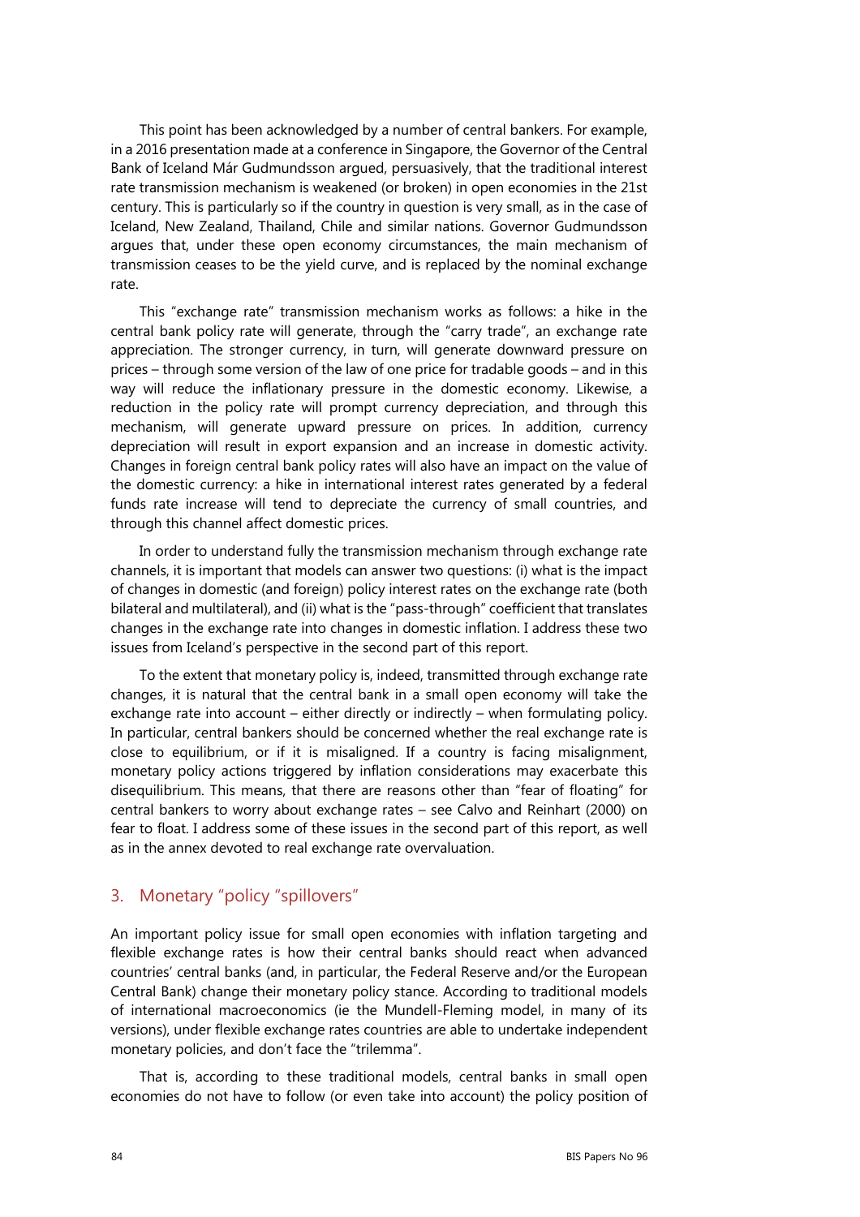This point has been acknowledged by a number of central bankers. For example, in a 2016 presentation made at a conference in Singapore, the Governor of the Central Bank of Iceland Már Gudmundsson argued, persuasively, that the traditional interest rate transmission mechanism is weakened (or broken) in open economies in the 21st century. This is particularly so if the country in question is very small, as in the case of Iceland, New Zealand, Thailand, Chile and similar nations. Governor Gudmundsson argues that, under these open economy circumstances, the main mechanism of transmission ceases to be the yield curve, and is replaced by the nominal exchange rate.

This "exchange rate" transmission mechanism works as follows: a hike in the central bank policy rate will generate, through the "carry trade", an exchange rate appreciation. The stronger currency, in turn, will generate downward pressure on prices – through some version of the law of one price for tradable goods – and in this way will reduce the inflationary pressure in the domestic economy. Likewise, a reduction in the policy rate will prompt currency depreciation, and through this mechanism, will generate upward pressure on prices. In addition, currency depreciation will result in export expansion and an increase in domestic activity. Changes in foreign central bank policy rates will also have an impact on the value of the domestic currency: a hike in international interest rates generated by a federal funds rate increase will tend to depreciate the currency of small countries, and through this channel affect domestic prices.

In order to understand fully the transmission mechanism through exchange rate channels, it is important that models can answer two questions: (i) what is the impact of changes in domestic (and foreign) policy interest rates on the exchange rate (both bilateral and multilateral), and (ii) what is the "pass-through" coefficient that translates changes in the exchange rate into changes in domestic inflation. I address these two issues from Iceland's perspective in the second part of this report.

To the extent that monetary policy is, indeed, transmitted through exchange rate changes, it is natural that the central bank in a small open economy will take the exchange rate into account – either directly or indirectly – when formulating policy. In particular, central bankers should be concerned whether the real exchange rate is close to equilibrium, or if it is misaligned. If a country is facing misalignment, monetary policy actions triggered by inflation considerations may exacerbate this disequilibrium. This means, that there are reasons other than "fear of floating" for central bankers to worry about exchange rates – see Calvo and Reinhart (2000) on fear to float. I address some of these issues in the second part of this report, as well as in the annex devoted to real exchange rate overvaluation.

## 3. Monetary "policy "spillovers"

An important policy issue for small open economies with inflation targeting and flexible exchange rates is how their central banks should react when advanced countries' central banks (and, in particular, the Federal Reserve and/or the European Central Bank) change their monetary policy stance. According to traditional models of international macroeconomics (ie the Mundell-Fleming model, in many of its versions), under flexible exchange rates countries are able to undertake independent monetary policies, and don't face the "trilemma".

That is, according to these traditional models, central banks in small open economies do not have to follow (or even take into account) the policy position of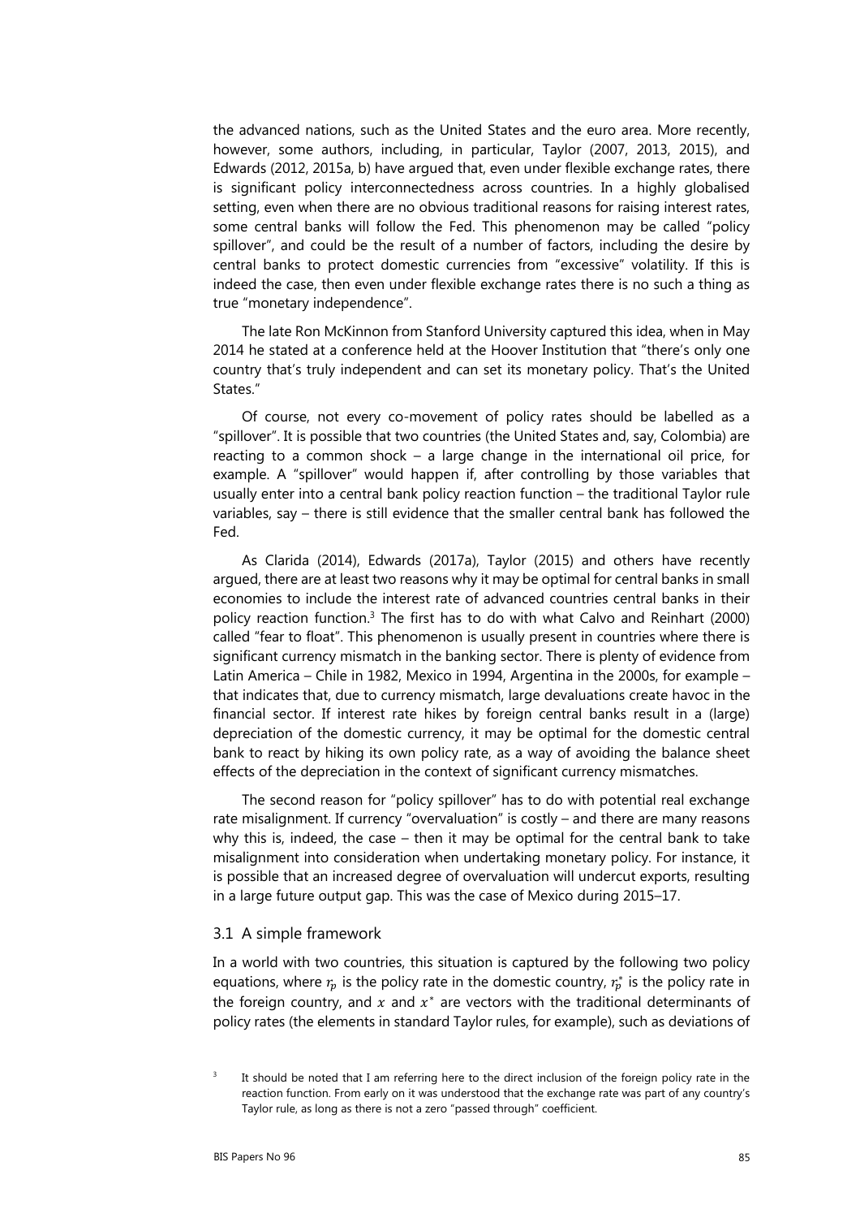the advanced nations, such as the United States and the euro area. More recently, however, some authors, including, in particular, Taylor (2007, 2013, 2015), and Edwards (2012, 2015a, b) have argued that, even under flexible exchange rates, there is significant policy interconnectedness across countries. In a highly globalised setting, even when there are no obvious traditional reasons for raising interest rates, some central banks will follow the Fed. This phenomenon may be called "policy spillover", and could be the result of a number of factors, including the desire by central banks to protect domestic currencies from "excessive" volatility. If this is indeed the case, then even under flexible exchange rates there is no such a thing as true "monetary independence".

The late Ron McKinnon from Stanford University captured this idea, when in May 2014 he stated at a conference held at the Hoover Institution that "there's only one country that's truly independent and can set its monetary policy. That's the United States."

Of course, not every co-movement of policy rates should be labelled as a "spillover". It is possible that two countries (the United States and, say, Colombia) are reacting to a common shock – a large change in the international oil price, for example. A "spillover" would happen if, after controlling by those variables that usually enter into a central bank policy reaction function – the traditional Taylor rule variables, say – there is still evidence that the smaller central bank has followed the Fed.

As Clarida (2014), Edwards (2017a), Taylor (2015) and others have recently argued, there are at least two reasons why it may be optimal for central banks in small economies to include the interest rate of advanced countries central banks in their policy reaction function.[3] The first has to do with what Calvo and Reinhart (2000) called "fear to float". This phenomenon is usually present in countries where there is significant currency mismatch in the banking sector. There is plenty of evidence from Latin America – Chile in 1982, Mexico in 1994, Argentina in the 2000s, for example – that indicates that, due to currency mismatch, large devaluations create havoc in the financial sector. If interest rate hikes by foreign central banks result in a (large) depreciation of the domestic currency, it may be optimal for the domestic central bank to react by hiking its own policy rate, as a way of avoiding the balance sheet effects of the depreciation in the context of significant currency mismatches.

The second reason for "policy spillover" has to do with potential real exchange rate misalignment. If currency "overvaluation" is costly – and there are many reasons why this is, indeed, the case – then it may be optimal for the central bank to take misalignment into consideration when undertaking monetary policy. For instance, it is possible that an increased degree of overvaluation will undercut exports, resulting in a large future output gap. This was the case of Mexico during 2015–17.

### 3.1 A simple framework

In a world with two countries, this situation is captured by the following two policy equations, where $r_p$ is the policy rate in the domestic country, $r_p^*$ is the policy rate in the foreign country, and $x$ and $x^*$ are vectors with the traditional determinants of policy rates (the elements in standard Taylor rules, for example), such as deviations of

[3] It should be noted that I am referring here to the direct inclusion of the foreign policy rate in the reaction function. From early on it was understood that the exchange rate was part of any country's Taylor rule, as long as there is not a zero "passed through" coefficient.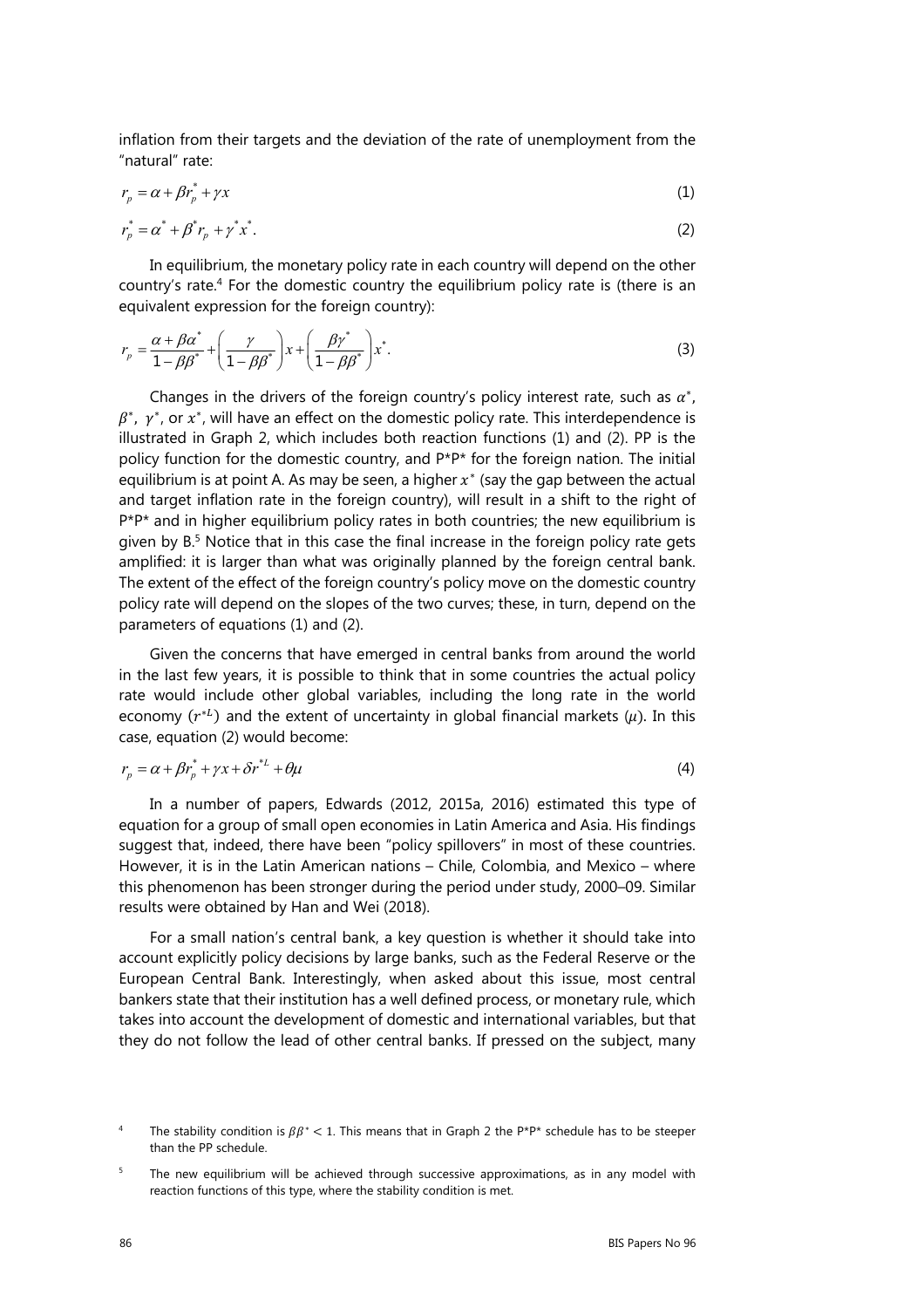inflation from their targets and the deviation of the rate of unemployment from the "natural" rate:

$$r_p = \alpha + \beta r_p^* + \gamma x \tag{1}$$

$$r_p^* = \alpha^* + \beta^* r_p + \gamma^* x^*. \tag{2}$$

In equilibrium, the monetary policy rate in each country will depend on the other country's rate.[4] For the domestic country the equilibrium policy rate is (there is an equivalent expression for the foreign country):

$$r_p = \frac{\alpha + \beta\alpha^*}{1-\beta\beta^*} + \left(\frac{\gamma}{1-\beta\beta^*}\right)x + \left(\frac{\beta\gamma^*}{1-\beta\beta^*}\right)x^*. \tag{3}$$

Changes in the drivers of the foreign country's policy interest rate, such as $\alpha^*$, $\beta^*$, $\gamma^*$, or $x^*$, will have an effect on the domestic policy rate. This interdependence is illustrated in Graph 2, which includes both reaction functions (1) and (2). PP is the policy function for the domestic country, and P*P* for the foreign nation. The initial equilibrium is at point A. As may be seen, a higher $x^*$ (say the gap between the actual and target inflation rate in the foreign country), will result in a shift to the right of P*P* and in higher equilibrium policy rates in both countries; the new equilibrium is given by B.[5] Notice that in this case the final increase in the foreign policy rate gets amplified: it is larger than what was originally planned by the foreign central bank. The extent of the effect of the foreign country's policy move on the domestic country policy rate will depend on the slopes of the two curves; these, in turn, depend on the parameters of equations (1) and (2).

Given the concerns that have emerged in central banks from around the world in the last few years, it is possible to think that in some countries the actual policy rate would include other global variables, including the long rate in the world economy ($r^{*L}$) and the extent of uncertainty in global financial markets ($\mu$). In this case, equation (2) would become:

$$r_p = \alpha + \beta r_p^* + \gamma x + \delta r^{*L} + \theta\mu \tag{4}$$

In a number of papers, Edwards (2012, 2015a, 2016) estimated this type of equation for a group of small open economies in Latin America and Asia. His findings suggest that, indeed, there have been "policy spillovers" in most of these countries. However, it is in the Latin American nations – Chile, Colombia, and Mexico – where this phenomenon has been stronger during the period under study, 2000–09. Similar results were obtained by Han and Wei (2018).

For a small nation's central bank, a key question is whether it should take into account explicitly policy decisions by large banks, such as the Federal Reserve or the European Central Bank. Interestingly, when asked about this issue, most central bankers state that their institution has a well defined process, or monetary rule, which takes into account the development of domestic and international variables, but that they do not follow the lead of other central banks. If pressed on the subject, many

[4] The stability condition is $\beta\beta^* < 1$. This means that in Graph 2 the P*P* schedule has to be steeper than the PP schedule.

[5] The new equilibrium will be achieved through successive approximations, as in any model with reaction functions of this type, where the stability condition is met.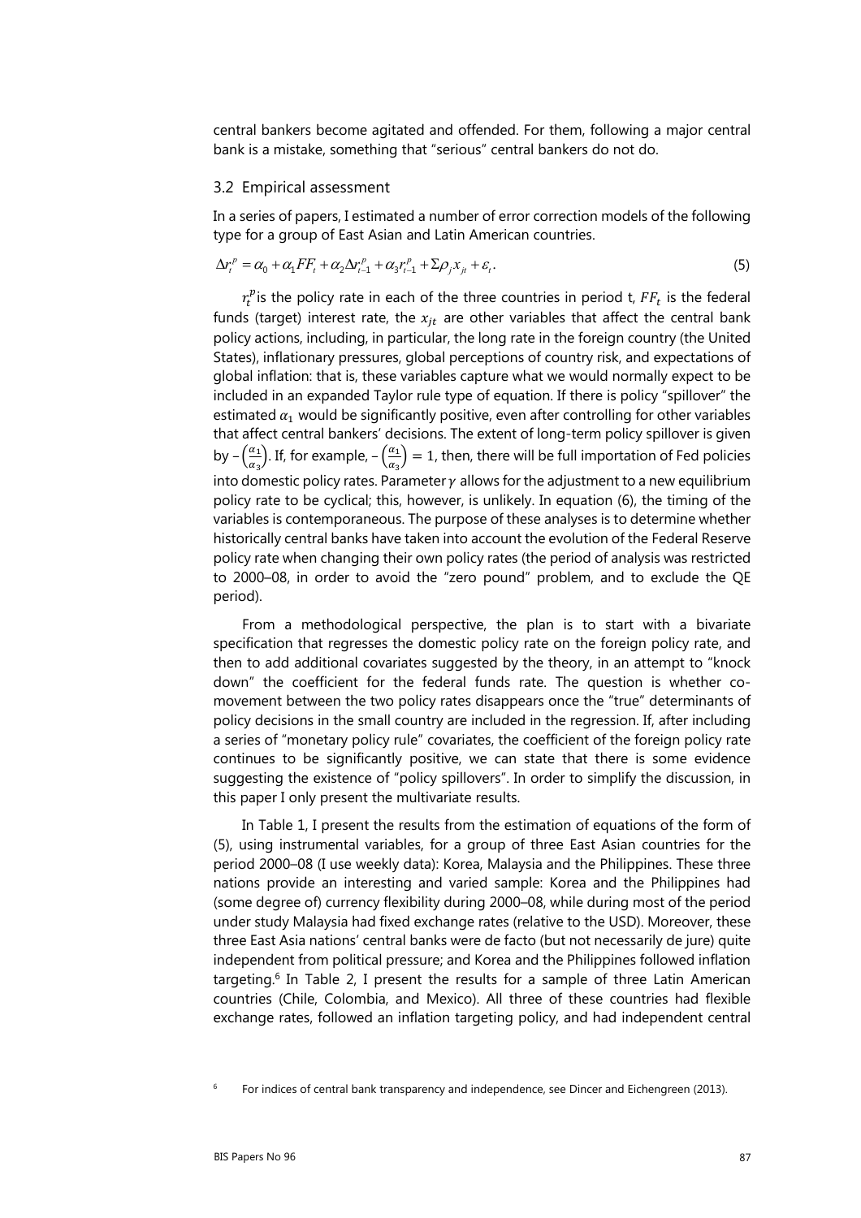central bankers become agitated and offended. For them, following a major central bank is a mistake, something that "serious" central bankers do not do.

### 3.2 Empirical assessment

In a series of papers, I estimated a number of error correction models of the following type for a group of East Asian and Latin American countries.

$$\Delta r_t^p = \alpha_0 + \alpha_1 FF_t + \alpha_2 \Delta r_{t-1}^p + \alpha_3 r_{t-1}^p + \Sigma \rho_j x_{jt} + \varepsilon_t. \tag{5}$$

$r_t^p$ is the policy rate in each of the three countries in period t, $FF_t$ is the federal funds (target) interest rate, the $x_{jt}$ are other variables that affect the central bank policy actions, including, in particular, the long rate in the foreign country (the United States), inflationary pressures, global perceptions of country risk, and expectations of global inflation: that is, these variables capture what we would normally expect to be included in an expanded Taylor rule type of equation. If there is policy "spillover" the estimated $\alpha_1$ would be significantly positive, even after controlling for other variables that affect central bankers' decisions. The extent of long-term policy spillover is given by $-\left(\frac{\alpha_1}{\alpha_3}\right)$. If, for example, $-\left(\frac{\alpha_1}{\alpha_3}\right) = 1$, then, there will be full importation of Fed policies into domestic policy rates. Parameter $\gamma$ allows for the adjustment to a new equilibrium policy rate to be cyclical; this, however, is unlikely. In equation (6), the timing of the variables is contemporaneous. The purpose of these analyses is to determine whether historically central banks have taken into account the evolution of the Federal Reserve policy rate when changing their own policy rates (the period of analysis was restricted to 2000–08, in order to avoid the "zero pound" problem, and to exclude the QE period).

From a methodological perspective, the plan is to start with a bivariate specification that regresses the domestic policy rate on the foreign policy rate, and then to add additional covariates suggested by the theory, in an attempt to "knock down" the coefficient for the federal funds rate. The question is whether co-movement between the two policy rates disappears once the "true" determinants of policy decisions in the small country are included in the regression. If, after including a series of "monetary policy rule" covariates, the coefficient of the foreign policy rate continues to be significantly positive, we can state that there is some evidence suggesting the existence of "policy spillovers". In order to simplify the discussion, in this paper I only present the multivariate results.

In Table 1, I present the results from the estimation of equations of the form of (5), using instrumental variables, for a group of three East Asian countries for the period 2000–08 (I use weekly data): Korea, Malaysia and the Philippines. These three nations provide an interesting and varied sample: Korea and the Philippines had (some degree of) currency flexibility during 2000–08, while during most of the period under study Malaysia had fixed exchange rates (relative to the USD). Moreover, these three East Asia nations' central banks were de facto (but not necessarily de jure) quite independent from political pressure; and Korea and the Philippines followed inflation targeting.[6] In Table 2, I present the results for a sample of three Latin American countries (Chile, Colombia, and Mexico). All three of these countries had flexible exchange rates, followed an inflation targeting policy, and had independent central

[6] For indices of central bank transparency and independence, see Dincer and Eichengreen (2013).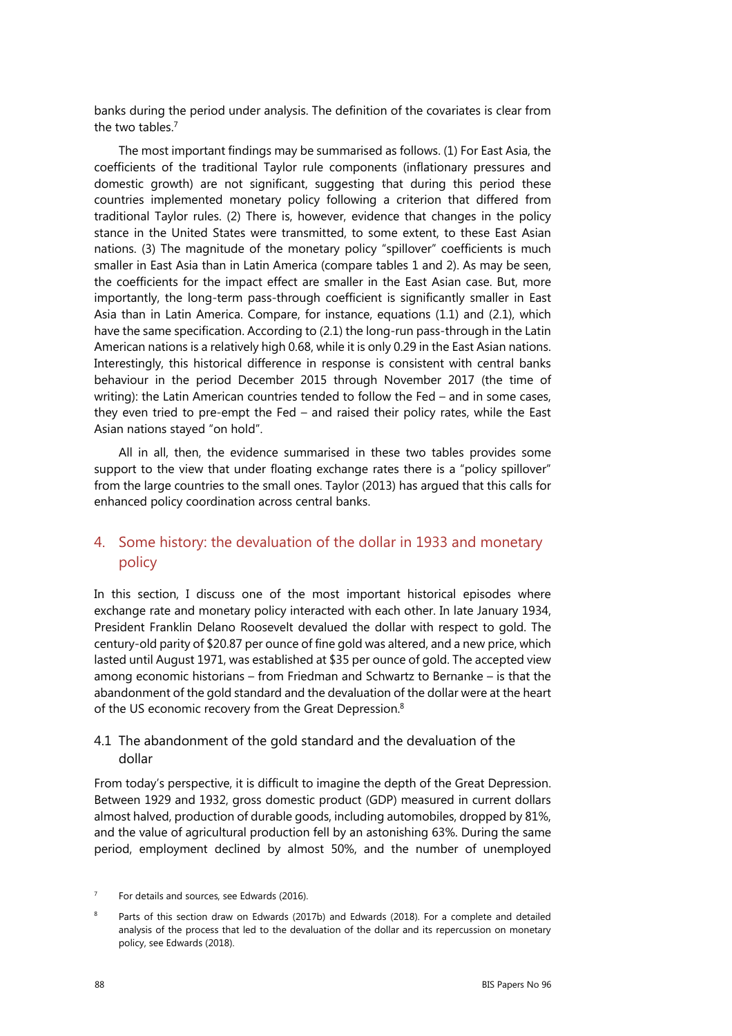banks during the period under analysis. The definition of the covariates is clear from the two tables.[7]

The most important findings may be summarised as follows. (1) For East Asia, the coefficients of the traditional Taylor rule components (inflationary pressures and domestic growth) are not significant, suggesting that during this period these countries implemented monetary policy following a criterion that differed from traditional Taylor rules. (2) There is, however, evidence that changes in the policy stance in the United States were transmitted, to some extent, to these East Asian nations. (3) The magnitude of the monetary policy "spillover" coefficients is much smaller in East Asia than in Latin America (compare tables 1 and 2). As may be seen, the coefficients for the impact effect are smaller in the East Asian case. But, more importantly, the long-term pass-through coefficient is significantly smaller in East Asia than in Latin America. Compare, for instance, equations (1.1) and (2.1), which have the same specification. According to (2.1) the long-run pass-through in the Latin American nations is a relatively high 0.68, while it is only 0.29 in the East Asian nations. Interestingly, this historical difference in response is consistent with central banks behaviour in the period December 2015 through November 2017 (the time of writing): the Latin American countries tended to follow the Fed – and in some cases, they even tried to pre-empt the Fed – and raised their policy rates, while the East Asian nations stayed "on hold".

All in all, then, the evidence summarised in these two tables provides some support to the view that under floating exchange rates there is a "policy spillover" from the large countries to the small ones. Taylor (2013) has argued that this calls for enhanced policy coordination across central banks.

## 4. Some history: the devaluation of the dollar in 1933 and monetary policy

In this section, I discuss one of the most important historical episodes where exchange rate and monetary policy interacted with each other. In late January 1934, President Franklin Delano Roosevelt devalued the dollar with respect to gold. The century-old parity of $20.87 per ounce of fine gold was altered, and a new price, which lasted until August 1971, was established at $35 per ounce of gold. The accepted view among economic historians – from Friedman and Schwartz to Bernanke – is that the abandonment of the gold standard and the devaluation of the dollar were at the heart of the US economic recovery from the Great Depression.[8]

### 4.1 The abandonment of the gold standard and the devaluation of the dollar

From today's perspective, it is difficult to imagine the depth of the Great Depression. Between 1929 and 1932, gross domestic product (GDP) measured in current dollars almost halved, production of durable goods, including automobiles, dropped by 81%, and the value of agricultural production fell by an astonishing 63%. During the same period, employment declined by almost 50%, and the number of unemployed

[7] For details and sources, see Edwards (2016).

[8] Parts of this section draw on Edwards (2017b) and Edwards (2018). For a complete and detailed analysis of the process that led to the devaluation of the dollar and its repercussion on monetary policy, see Edwards (2018).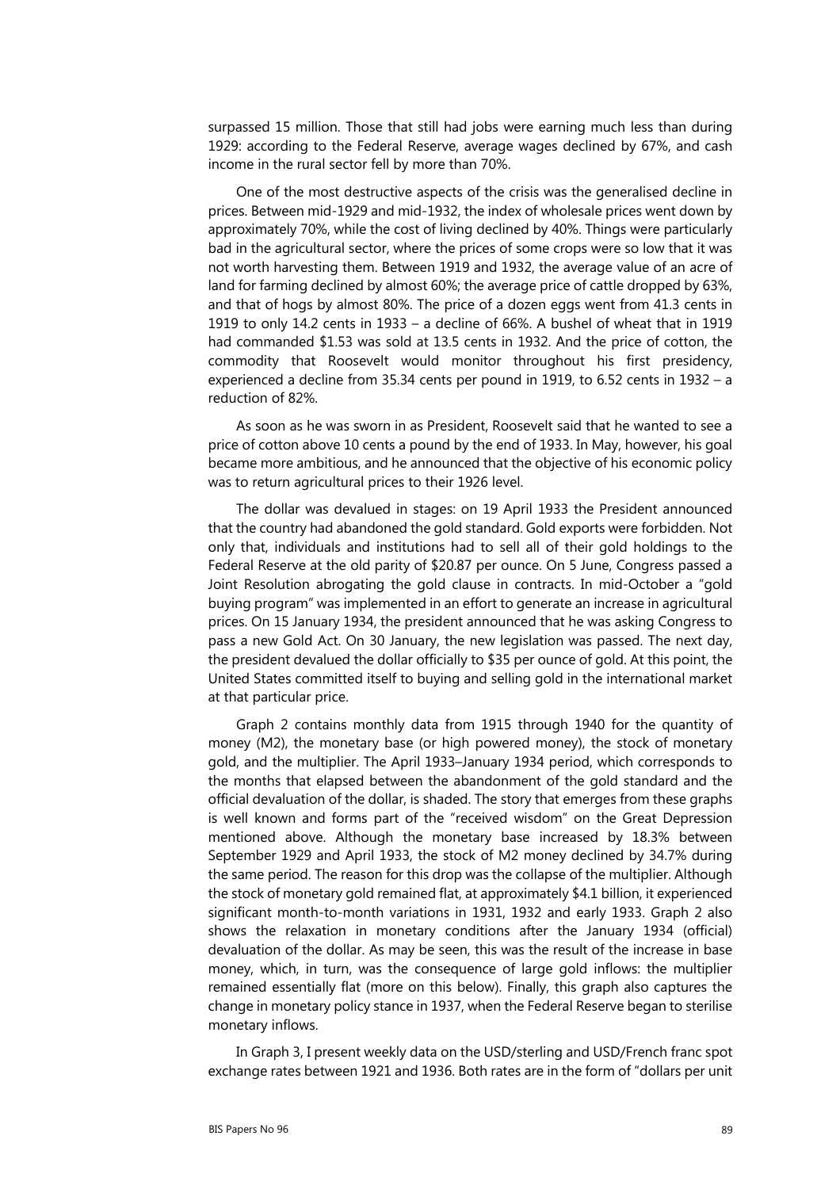surpassed 15 million. Those that still had jobs were earning much less than during 1929: according to the Federal Reserve, average wages declined by 67%, and cash income in the rural sector fell by more than 70%.

One of the most destructive aspects of the crisis was the generalised decline in prices. Between mid-1929 and mid-1932, the index of wholesale prices went down by approximately 70%, while the cost of living declined by 40%. Things were particularly bad in the agricultural sector, where the prices of some crops were so low that it was not worth harvesting them. Between 1919 and 1932, the average value of an acre of land for farming declined by almost 60%; the average price of cattle dropped by 63%, and that of hogs by almost 80%. The price of a dozen eggs went from 41.3 cents in 1919 to only 14.2 cents in 1933 – a decline of 66%. A bushel of wheat that in 1919 had commanded \$1.53 was sold at 13.5 cents in 1932. And the price of cotton, the commodity that Roosevelt would monitor throughout his first presidency, experienced a decline from 35.34 cents per pound in 1919, to 6.52 cents in 1932 – a reduction of 82%.

As soon as he was sworn in as President, Roosevelt said that he wanted to see a price of cotton above 10 cents a pound by the end of 1933. In May, however, his goal became more ambitious, and he announced that the objective of his economic policy was to return agricultural prices to their 1926 level.

The dollar was devalued in stages: on 19 April 1933 the President announced that the country had abandoned the gold standard. Gold exports were forbidden. Not only that, individuals and institutions had to sell all of their gold holdings to the Federal Reserve at the old parity of \$20.87 per ounce. On 5 June, Congress passed a Joint Resolution abrogating the gold clause in contracts. In mid-October a "gold buying program" was implemented in an effort to generate an increase in agricultural prices. On 15 January 1934, the president announced that he was asking Congress to pass a new Gold Act. On 30 January, the new legislation was passed. The next day, the president devalued the dollar officially to \$35 per ounce of gold. At this point, the United States committed itself to buying and selling gold in the international market at that particular price.

Graph 2 contains monthly data from 1915 through 1940 for the quantity of money (M2), the monetary base (or high powered money), the stock of monetary gold, and the multiplier. The April 1933–January 1934 period, which corresponds to the months that elapsed between the abandonment of the gold standard and the official devaluation of the dollar, is shaded. The story that emerges from these graphs is well known and forms part of the "received wisdom" on the Great Depression mentioned above. Although the monetary base increased by 18.3% between September 1929 and April 1933, the stock of M2 money declined by 34.7% during the same period. The reason for this drop was the collapse of the multiplier. Although the stock of monetary gold remained flat, at approximately \$4.1 billion, it experienced significant month-to-month variations in 1931, 1932 and early 1933. Graph 2 also shows the relaxation in monetary conditions after the January 1934 (official) devaluation of the dollar. As may be seen, this was the result of the increase in base money, which, in turn, was the consequence of large gold inflows: the multiplier remained essentially flat (more on this below). Finally, this graph also captures the change in monetary policy stance in 1937, when the Federal Reserve began to sterilise monetary inflows.

In Graph 3, I present weekly data on the USD/sterling and USD/French franc spot exchange rates between 1921 and 1936. Both rates are in the form of "dollars per unit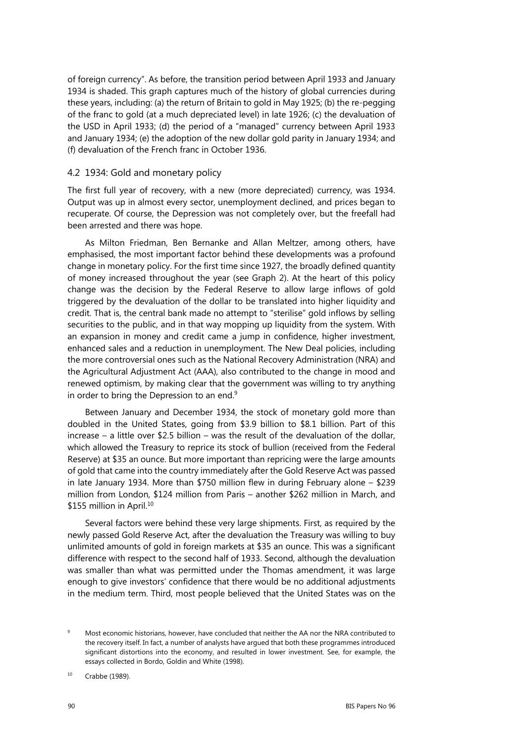of foreign currency". As before, the transition period between April 1933 and January 1934 is shaded. This graph captures much of the history of global currencies during these years, including: (a) the return of Britain to gold in May 1925; (b) the re-pegging of the franc to gold (at a much depreciated level) in late 1926; (c) the devaluation of the USD in April 1933; (d) the period of a "managed" currency between April 1933 and January 1934; (e) the adoption of the new dollar gold parity in January 1934; and (f) devaluation of the French franc in October 1936.

### 4.2 1934: Gold and monetary policy

The first full year of recovery, with a new (more depreciated) currency, was 1934. Output was up in almost every sector, unemployment declined, and prices began to recuperate. Of course, the Depression was not completely over, but the freefall had been arrested and there was hope.

As Milton Friedman, Ben Bernanke and Allan Meltzer, among others, have emphasised, the most important factor behind these developments was a profound change in monetary policy. For the first time since 1927, the broadly defined quantity of money increased throughout the year (see Graph 2). At the heart of this policy change was the decision by the Federal Reserve to allow large inflows of gold triggered by the devaluation of the dollar to be translated into higher liquidity and credit. That is, the central bank made no attempt to "sterilise" gold inflows by selling securities to the public, and in that way mopping up liquidity from the system. With an expansion in money and credit came a jump in confidence, higher investment, enhanced sales and a reduction in unemployment. The New Deal policies, including the more controversial ones such as the National Recovery Administration (NRA) and the Agricultural Adjustment Act (AAA), also contributed to the change in mood and renewed optimism, by making clear that the government was willing to try anything in order to bring the Depression to an end.[9]

Between January and December 1934, the stock of monetary gold more than doubled in the United States, going from \$3.9 billion to \$8.1 billion. Part of this increase – a little over \$2.5 billion – was the result of the devaluation of the dollar, which allowed the Treasury to reprice its stock of bullion (received from the Federal Reserve) at \$35 an ounce. But more important than repricing were the large amounts of gold that came into the country immediately after the Gold Reserve Act was passed in late January 1934. More than \$750 million flew in during February alone – \$239 million from London, \$124 million from Paris – another \$262 million in March, and \$155 million in April.[10]

Several factors were behind these very large shipments. First, as required by the newly passed Gold Reserve Act, after the devaluation the Treasury was willing to buy unlimited amounts of gold in foreign markets at \$35 an ounce. This was a significant difference with respect to the second half of 1933. Second, although the devaluation was smaller than what was permitted under the Thomas amendment, it was large enough to give investors' confidence that there would be no additional adjustments in the medium term. Third, most people believed that the United States was on the

---

[9] Most economic historians, however, have concluded that neither the AA nor the NRA contributed to the recovery itself. In fact, a number of analysts have argued that both these programmes introduced significant distortions into the economy, and resulted in lower investment. See, for example, the essays collected in Bordo, Goldin and White (1998).

[10] Crabbe (1989).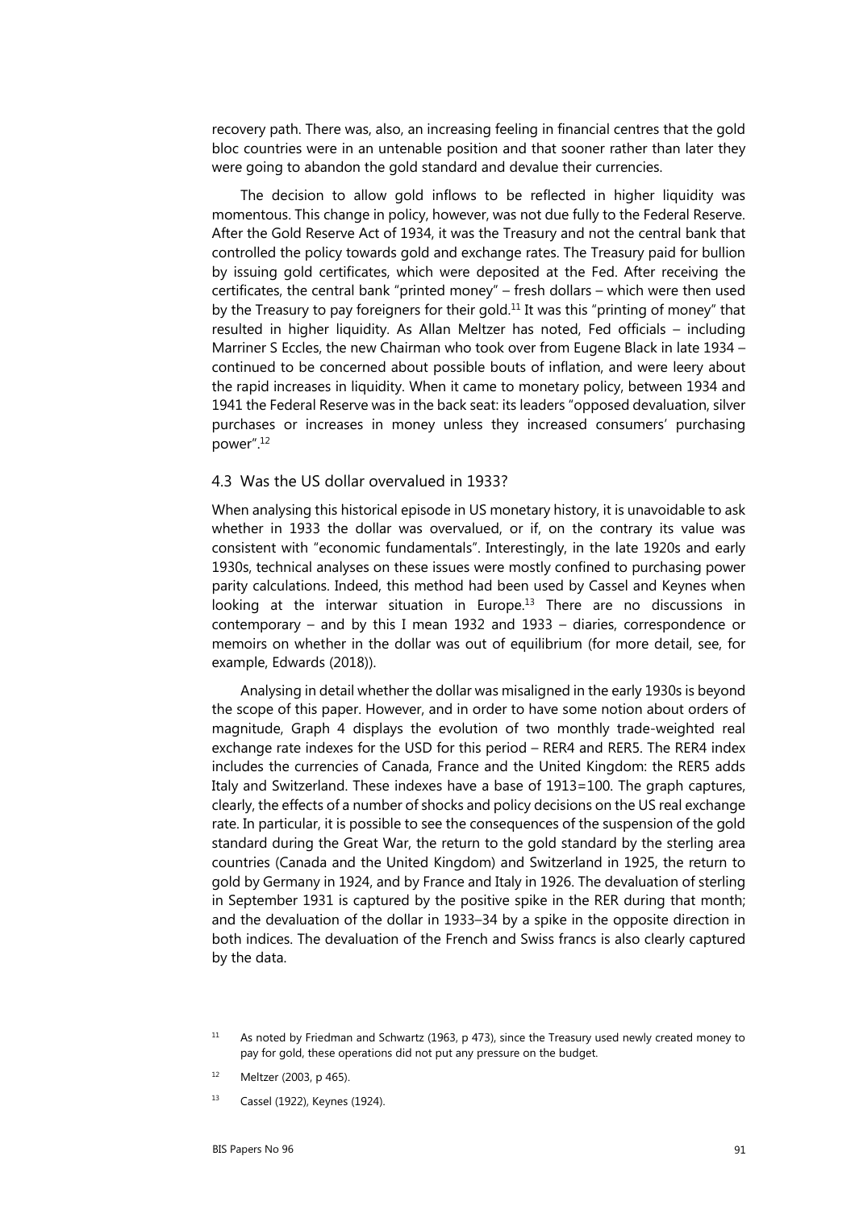recovery path. There was, also, an increasing feeling in financial centres that the gold bloc countries were in an untenable position and that sooner rather than later they were going to abandon the gold standard and devalue their currencies.

The decision to allow gold inflows to be reflected in higher liquidity was momentous. This change in policy, however, was not due fully to the Federal Reserve. After the Gold Reserve Act of 1934, it was the Treasury and not the central bank that controlled the policy towards gold and exchange rates. The Treasury paid for bullion by issuing gold certificates, which were deposited at the Fed. After receiving the certificates, the central bank "printed money" – fresh dollars – which were then used by the Treasury to pay foreigners for their gold.[11] It was this "printing of money" that resulted in higher liquidity. As Allan Meltzer has noted, Fed officials – including Marriner S Eccles, the new Chairman who took over from Eugene Black in late 1934 – continued to be concerned about possible bouts of inflation, and were leery about the rapid increases in liquidity. When it came to monetary policy, between 1934 and 1941 the Federal Reserve was in the back seat: its leaders "opposed devaluation, silver purchases or increases in money unless they increased consumers' purchasing power".[12]

### 4.3 Was the US dollar overvalued in 1933?

When analysing this historical episode in US monetary history, it is unavoidable to ask whether in 1933 the dollar was overvalued, or if, on the contrary its value was consistent with "economic fundamentals". Interestingly, in the late 1920s and early 1930s, technical analyses on these issues were mostly confined to purchasing power parity calculations. Indeed, this method had been used by Cassel and Keynes when looking at the interwar situation in Europe.[13] There are no discussions in contemporary – and by this I mean 1932 and 1933 – diaries, correspondence or memoirs on whether in the dollar was out of equilibrium (for more detail, see, for example, Edwards (2018)).

Analysing in detail whether the dollar was misaligned in the early 1930s is beyond the scope of this paper. However, and in order to have some notion about orders of magnitude, Graph 4 displays the evolution of two monthly trade-weighted real exchange rate indexes for the USD for this period – RER4 and RER5. The RER4 index includes the currencies of Canada, France and the United Kingdom: the RER5 adds Italy and Switzerland. These indexes have a base of 1913=100. The graph captures, clearly, the effects of a number of shocks and policy decisions on the US real exchange rate. In particular, it is possible to see the consequences of the suspension of the gold standard during the Great War, the return to the gold standard by the sterling area countries (Canada and the United Kingdom) and Switzerland in 1925, the return to gold by Germany in 1924, and by France and Italy in 1926. The devaluation of sterling in September 1931 is captured by the positive spike in the RER during that month; and the devaluation of the dollar in 1933–34 by a spike in the opposite direction in both indices. The devaluation of the French and Swiss francs is also clearly captured by the data.

---

[11] As noted by Friedman and Schwartz (1963, p 473), since the Treasury used newly created money to pay for gold, these operations did not put any pressure on the budget.

[12] Meltzer (2003, p 465).

[13] Cassel (1922), Keynes (1924).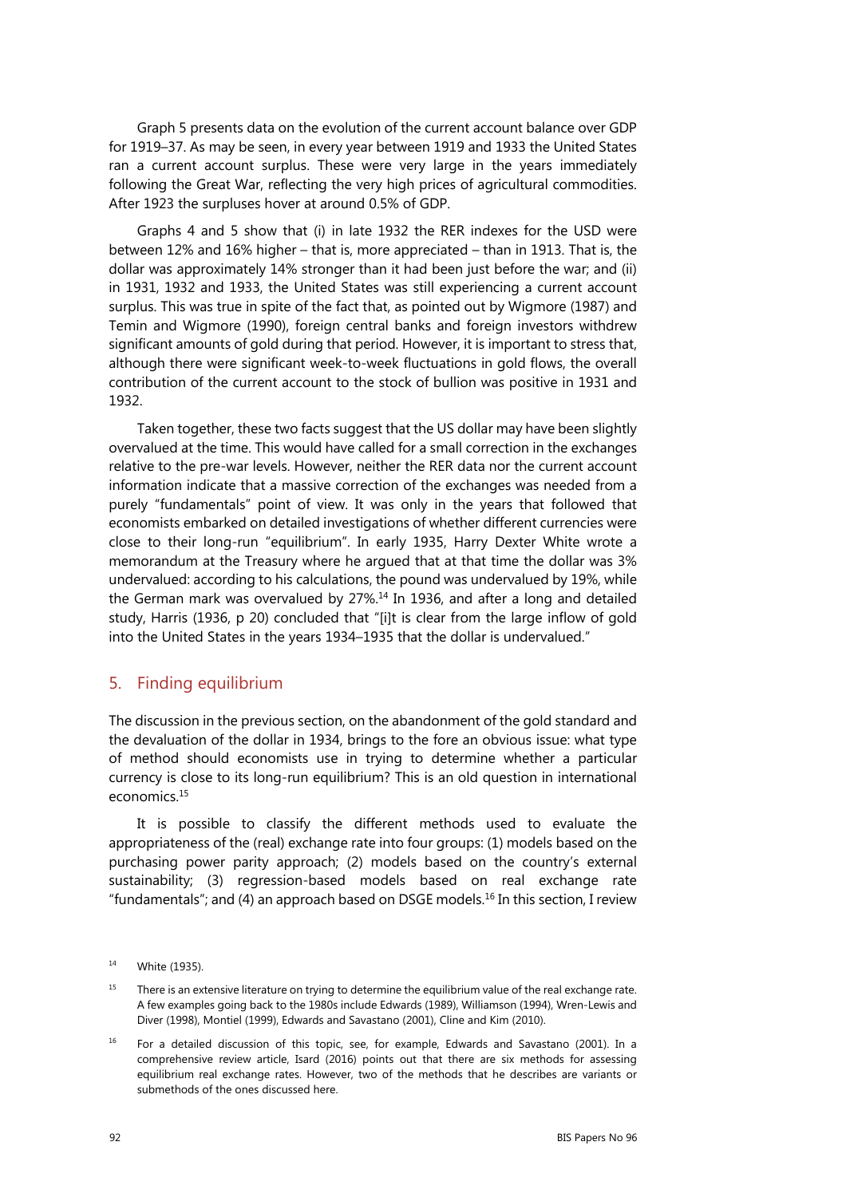Graph 5 presents data on the evolution of the current account balance over GDP for 1919–37. As may be seen, in every year between 1919 and 1933 the United States ran a current account surplus. These were very large in the years immediately following the Great War, reflecting the very high prices of agricultural commodities. After 1923 the surpluses hover at around 0.5% of GDP.

Graphs 4 and 5 show that (i) in late 1932 the RER indexes for the USD were between 12% and 16% higher – that is, more appreciated – than in 1913. That is, the dollar was approximately 14% stronger than it had been just before the war; and (ii) in 1931, 1932 and 1933, the United States was still experiencing a current account surplus. This was true in spite of the fact that, as pointed out by Wigmore (1987) and Temin and Wigmore (1990), foreign central banks and foreign investors withdrew significant amounts of gold during that period. However, it is important to stress that, although there were significant week-to-week fluctuations in gold flows, the overall contribution of the current account to the stock of bullion was positive in 1931 and 1932.

Taken together, these two facts suggest that the US dollar may have been slightly overvalued at the time. This would have called for a small correction in the exchanges relative to the pre-war levels. However, neither the RER data nor the current account information indicate that a massive correction of the exchanges was needed from a purely "fundamentals" point of view. It was only in the years that followed that economists embarked on detailed investigations of whether different currencies were close to their long-run "equilibrium". In early 1935, Harry Dexter White wrote a memorandum at the Treasury where he argued that at that time the dollar was 3% undervalued: according to his calculations, the pound was undervalued by 19%, while the German mark was overvalued by 27%.[14] In 1936, and after a long and detailed study, Harris (1936, p 20) concluded that "[i]t is clear from the large inflow of gold into the United States in the years 1934–1935 that the dollar is undervalued."

## 5. Finding equilibrium

The discussion in the previous section, on the abandonment of the gold standard and the devaluation of the dollar in 1934, brings to the fore an obvious issue: what type of method should economists use in trying to determine whether a particular currency is close to its long-run equilibrium? This is an old question in international economics.[15]

It is possible to classify the different methods used to evaluate the appropriateness of the (real) exchange rate into four groups: (1) models based on the purchasing power parity approach; (2) models based on the country's external sustainability; (3) regression-based models based on real exchange rate "fundamentals"; and (4) an approach based on DSGE models.[16] In this section, I review

[14] White (1935).

[15] There is an extensive literature on trying to determine the equilibrium value of the real exchange rate. A few examples going back to the 1980s include Edwards (1989), Williamson (1994), Wren-Lewis and Diver (1998), Montiel (1999), Edwards and Savastano (2001), Cline and Kim (2010).

[16] For a detailed discussion of this topic, see, for example, Edwards and Savastano (2001). In a comprehensive review article, Isard (2016) points out that there are six methods for assessing equilibrium real exchange rates. However, two of the methods that he describes are variants or submethods of the ones discussed here.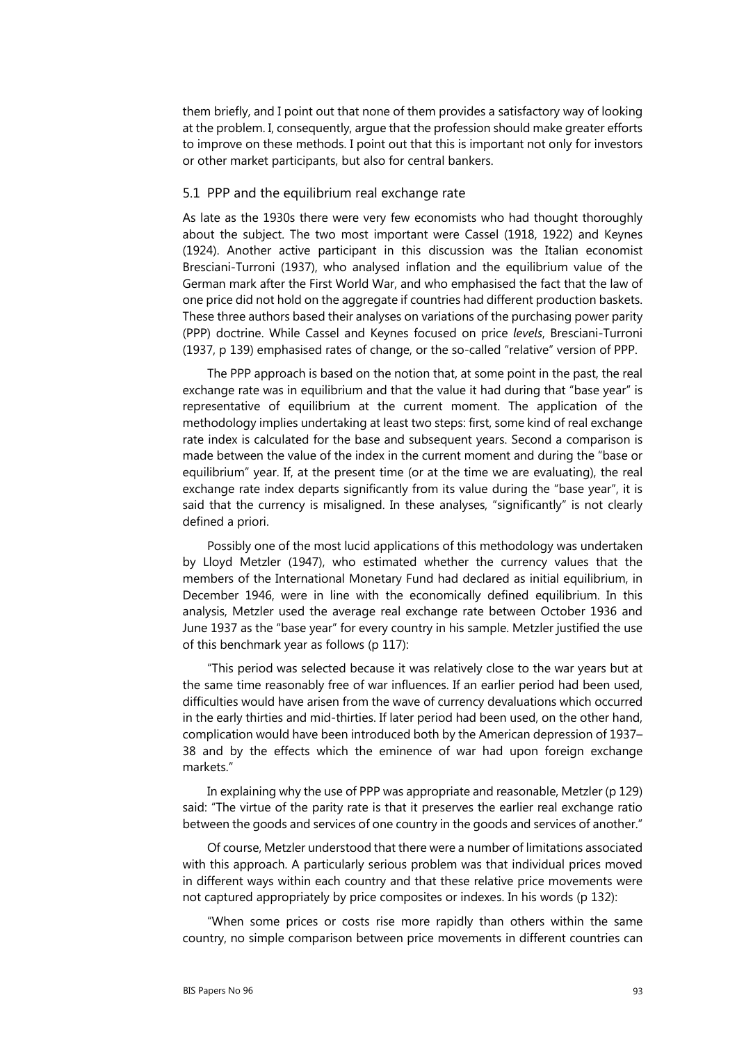them briefly, and I point out that none of them provides a satisfactory way of looking at the problem. I, consequently, argue that the profession should make greater efforts to improve on these methods. I point out that this is important not only for investors or other market participants, but also for central bankers.

## 5.1 PPP and the equilibrium real exchange rate

As late as the 1930s there were very few economists who had thought thoroughly about the subject. The two most important were Cassel (1918, 1922) and Keynes (1924). Another active participant in this discussion was the Italian economist Bresciani-Turroni (1937), who analysed inflation and the equilibrium value of the German mark after the First World War, and who emphasised the fact that the law of one price did not hold on the aggregate if countries had different production baskets. These three authors based their analyses on variations of the purchasing power parity (PPP) doctrine. While Cassel and Keynes focused on price *levels*, Bresciani-Turroni (1937, p 139) emphasised rates of change, or the so-called "relative" version of PPP.

The PPP approach is based on the notion that, at some point in the past, the real exchange rate was in equilibrium and that the value it had during that "base year" is representative of equilibrium at the current moment. The application of the methodology implies undertaking at least two steps: first, some kind of real exchange rate index is calculated for the base and subsequent years. Second a comparison is made between the value of the index in the current moment and during the "base or equilibrium" year. If, at the present time (or at the time we are evaluating), the real exchange rate index departs significantly from its value during the "base year", it is said that the currency is misaligned. In these analyses, "significantly" is not clearly defined a priori.

Possibly one of the most lucid applications of this methodology was undertaken by Lloyd Metzler (1947), who estimated whether the currency values that the members of the International Monetary Fund had declared as initial equilibrium, in December 1946, were in line with the economically defined equilibrium. In this analysis, Metzler used the average real exchange rate between October 1936 and June 1937 as the "base year" for every country in his sample. Metzler justified the use of this benchmark year as follows (p 117):

"This period was selected because it was relatively close to the war years but at the same time reasonably free of war influences. If an earlier period had been used, difficulties would have arisen from the wave of currency devaluations which occurred in the early thirties and mid-thirties. If later period had been used, on the other hand, complication would have been introduced both by the American depression of 1937–38 and by the effects which the eminence of war had upon foreign exchange markets."

In explaining why the use of PPP was appropriate and reasonable, Metzler (p 129) said: "The virtue of the parity rate is that it preserves the earlier real exchange ratio between the goods and services of one country in the goods and services of another."

Of course, Metzler understood that there were a number of limitations associated with this approach. A particularly serious problem was that individual prices moved in different ways within each country and that these relative price movements were not captured appropriately by price composites or indexes. In his words (p 132):

"When some prices or costs rise more rapidly than others within the same country, no simple comparison between price movements in different countries can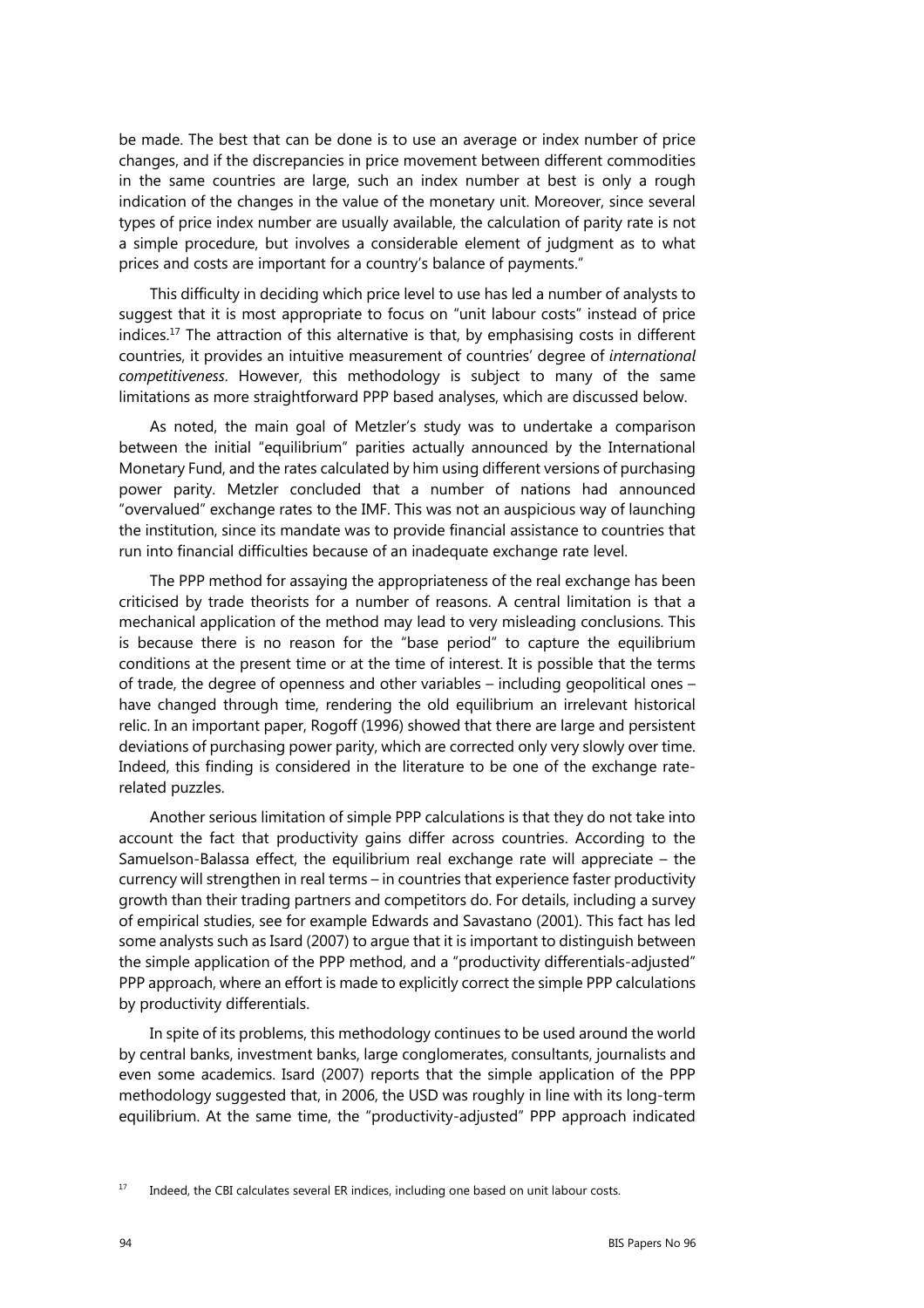be made. The best that can be done is to use an average or index number of price changes, and if the discrepancies in price movement between different commodities in the same countries are large, such an index number at best is only a rough indication of the changes in the value of the monetary unit. Moreover, since several types of price index number are usually available, the calculation of parity rate is not a simple procedure, but involves a considerable element of judgment as to what prices and costs are important for a country's balance of payments."

This difficulty in deciding which price level to use has led a number of analysts to suggest that it is most appropriate to focus on "unit labour costs" instead of price indices.[17] The attraction of this alternative is that, by emphasising costs in different countries, it provides an intuitive measurement of countries' degree of *international competitiveness*. However, this methodology is subject to many of the same limitations as more straightforward PPP based analyses, which are discussed below.

As noted, the main goal of Metzler's study was to undertake a comparison between the initial "equilibrium" parities actually announced by the International Monetary Fund, and the rates calculated by him using different versions of purchasing power parity. Metzler concluded that a number of nations had announced "overvalued" exchange rates to the IMF. This was not an auspicious way of launching the institution, since its mandate was to provide financial assistance to countries that run into financial difficulties because of an inadequate exchange rate level.

The PPP method for assaying the appropriateness of the real exchange has been criticised by trade theorists for a number of reasons. A central limitation is that a mechanical application of the method may lead to very misleading conclusions. This is because there is no reason for the "base period" to capture the equilibrium conditions at the present time or at the time of interest. It is possible that the terms of trade, the degree of openness and other variables – including geopolitical ones – have changed through time, rendering the old equilibrium an irrelevant historical relic. In an important paper, Rogoff (1996) showed that there are large and persistent deviations of purchasing power parity, which are corrected only very slowly over time. Indeed, this finding is considered in the literature to be one of the exchange rate-related puzzles.

Another serious limitation of simple PPP calculations is that they do not take into account the fact that productivity gains differ across countries. According to the Samuelson-Balassa effect, the equilibrium real exchange rate will appreciate – the currency will strengthen in real terms – in countries that experience faster productivity growth than their trading partners and competitors do. For details, including a survey of empirical studies, see for example Edwards and Savastano (2001). This fact has led some analysts such as Isard (2007) to argue that it is important to distinguish between the simple application of the PPP method, and a "productivity differentials-adjusted" PPP approach, where an effort is made to explicitly correct the simple PPP calculations by productivity differentials.

In spite of its problems, this methodology continues to be used around the world by central banks, investment banks, large conglomerates, consultants, journalists and even some academics. Isard (2007) reports that the simple application of the PPP methodology suggested that, in 2006, the USD was roughly in line with its long-term equilibrium. At the same time, the "productivity-adjusted" PPP approach indicated

[17] Indeed, the CBI calculates several ER indices, including one based on unit labour costs.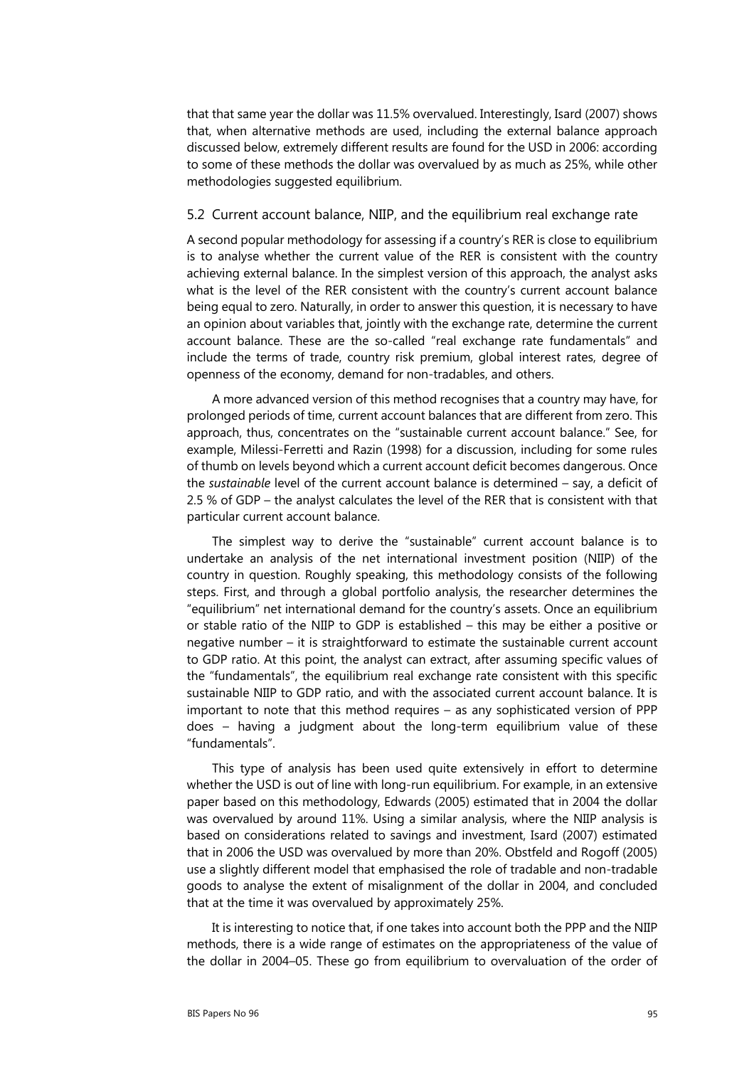that that same year the dollar was 11.5% overvalued. Interestingly, Isard (2007) shows that, when alternative methods are used, including the external balance approach discussed below, extremely different results are found for the USD in 2006: according to some of these methods the dollar was overvalued by as much as 25%, while other methodologies suggested equilibrium.

### 5.2 Current account balance, NIIP, and the equilibrium real exchange rate

A second popular methodology for assessing if a country's RER is close to equilibrium is to analyse whether the current value of the RER is consistent with the country achieving external balance. In the simplest version of this approach, the analyst asks what is the level of the RER consistent with the country's current account balance being equal to zero. Naturally, in order to answer this question, it is necessary to have an opinion about variables that, jointly with the exchange rate, determine the current account balance. These are the so-called "real exchange rate fundamentals" and include the terms of trade, country risk premium, global interest rates, degree of openness of the economy, demand for non-tradables, and others.

A more advanced version of this method recognises that a country may have, for prolonged periods of time, current account balances that are different from zero. This approach, thus, concentrates on the "sustainable current account balance." See, for example, Milessi-Ferretti and Razin (1998) for a discussion, including for some rules of thumb on levels beyond which a current account deficit becomes dangerous. Once the *sustainable* level of the current account balance is determined – say, a deficit of 2.5 % of GDP – the analyst calculates the level of the RER that is consistent with that particular current account balance.

The simplest way to derive the "sustainable" current account balance is to undertake an analysis of the net international investment position (NIIP) of the country in question. Roughly speaking, this methodology consists of the following steps. First, and through a global portfolio analysis, the researcher determines the "equilibrium" net international demand for the country's assets. Once an equilibrium or stable ratio of the NIIP to GDP is established – this may be either a positive or negative number – it is straightforward to estimate the sustainable current account to GDP ratio. At this point, the analyst can extract, after assuming specific values of the "fundamentals", the equilibrium real exchange rate consistent with this specific sustainable NIIP to GDP ratio, and with the associated current account balance. It is important to note that this method requires – as any sophisticated version of PPP does – having a judgment about the long-term equilibrium value of these "fundamentals".

This type of analysis has been used quite extensively in effort to determine whether the USD is out of line with long-run equilibrium. For example, in an extensive paper based on this methodology, Edwards (2005) estimated that in 2004 the dollar was overvalued by around 11%. Using a similar analysis, where the NIIP analysis is based on considerations related to savings and investment, Isard (2007) estimated that in 2006 the USD was overvalued by more than 20%. Obstfeld and Rogoff (2005) use a slightly different model that emphasised the role of tradable and non-tradable goods to analyse the extent of misalignment of the dollar in 2004, and concluded that at the time it was overvalued by approximately 25%.

It is interesting to notice that, if one takes into account both the PPP and the NIIP methods, there is a wide range of estimates on the appropriateness of the value of the dollar in 2004–05. These go from equilibrium to overvaluation of the order of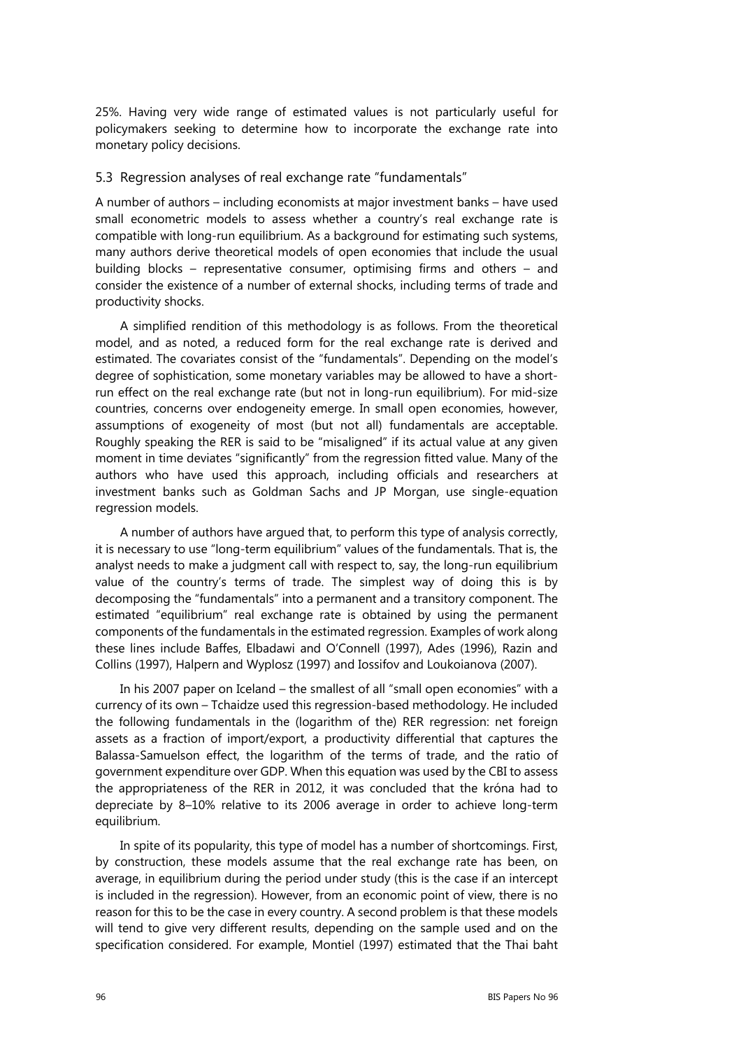25%. Having very wide range of estimated values is not particularly useful for policymakers seeking to determine how to incorporate the exchange rate into monetary policy decisions.

### 5.3 Regression analyses of real exchange rate "fundamentals"

A number of authors – including economists at major investment banks – have used small econometric models to assess whether a country's real exchange rate is compatible with long-run equilibrium. As a background for estimating such systems, many authors derive theoretical models of open economies that include the usual building blocks – representative consumer, optimising firms and others – and consider the existence of a number of external shocks, including terms of trade and productivity shocks.

A simplified rendition of this methodology is as follows. From the theoretical model, and as noted, a reduced form for the real exchange rate is derived and estimated. The covariates consist of the "fundamentals". Depending on the model's degree of sophistication, some monetary variables may be allowed to have a short-run effect on the real exchange rate (but not in long-run equilibrium). For mid-size countries, concerns over endogeneity emerge. In small open economies, however, assumptions of exogeneity of most (but not all) fundamentals are acceptable. Roughly speaking the RER is said to be "misaligned" if its actual value at any given moment in time deviates "significantly" from the regression fitted value. Many of the authors who have used this approach, including officials and researchers at investment banks such as Goldman Sachs and JP Morgan, use single-equation regression models.

A number of authors have argued that, to perform this type of analysis correctly, it is necessary to use "long-term equilibrium" values of the fundamentals. That is, the analyst needs to make a judgment call with respect to, say, the long-run equilibrium value of the country's terms of trade. The simplest way of doing this is by decomposing the "fundamentals" into a permanent and a transitory component. The estimated "equilibrium" real exchange rate is obtained by using the permanent components of the fundamentals in the estimated regression. Examples of work along these lines include Baffes, Elbadawi and O'Connell (1997), Ades (1996), Razin and Collins (1997), Halpern and Wyplosz (1997) and Iossifov and Loukoianova (2007).

In his 2007 paper on Iceland – the smallest of all "small open economies" with a currency of its own – Tchaidze used this regression-based methodology. He included the following fundamentals in the (logarithm of the) RER regression: net foreign assets as a fraction of import/export, a productivity differential that captures the Balassa-Samuelson effect, the logarithm of the terms of trade, and the ratio of government expenditure over GDP. When this equation was used by the CBI to assess the appropriateness of the RER in 2012, it was concluded that the króna had to depreciate by 8–10% relative to its 2006 average in order to achieve long-term equilibrium.

In spite of its popularity, this type of model has a number of shortcomings. First, by construction, these models assume that the real exchange rate has been, on average, in equilibrium during the period under study (this is the case if an intercept is included in the regression). However, from an economic point of view, there is no reason for this to be the case in every country. A second problem is that these models will tend to give very different results, depending on the sample used and on the specification considered. For example, Montiel (1997) estimated that the Thai baht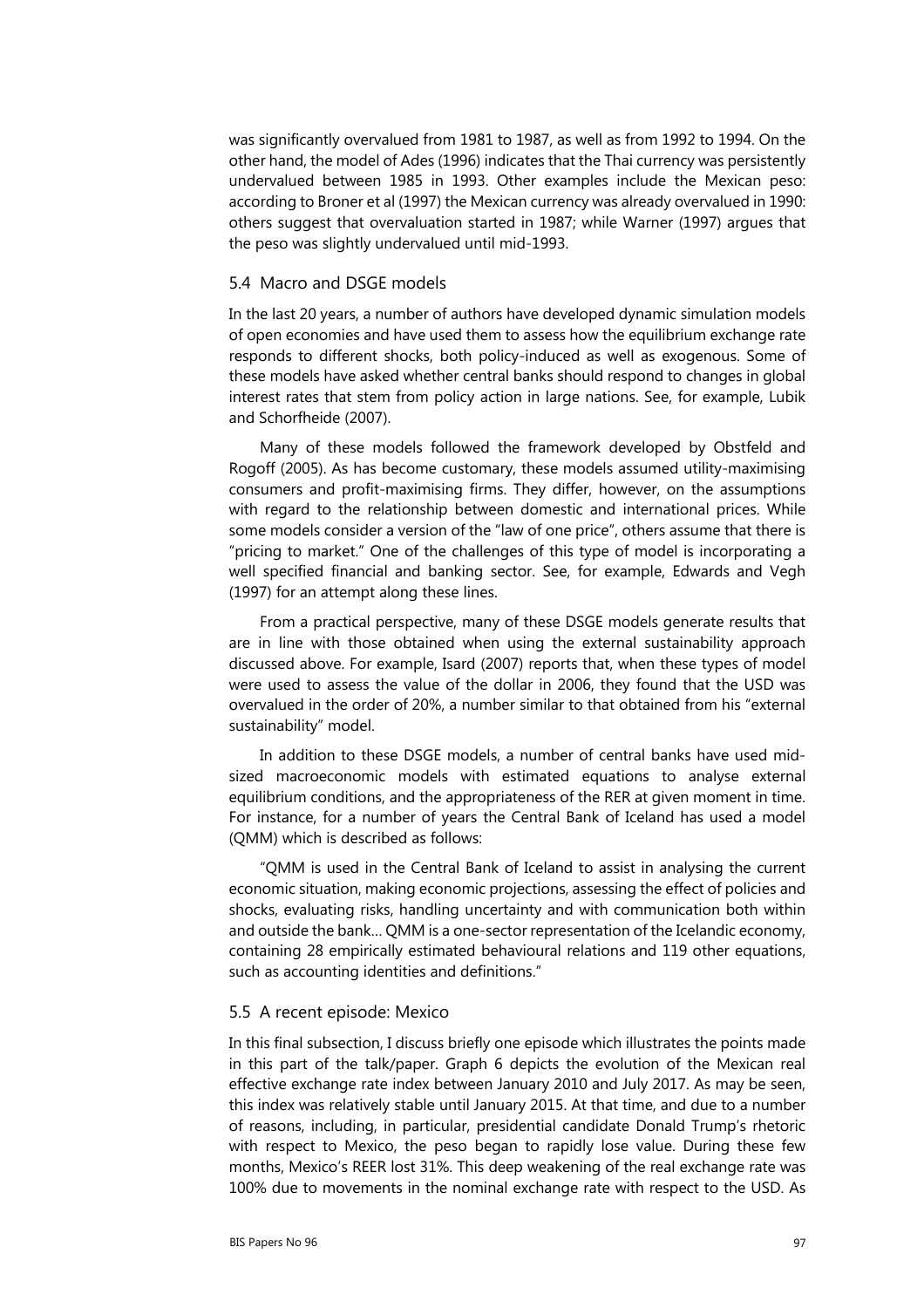was significantly overvalued from 1981 to 1987, as well as from 1992 to 1994. On the other hand, the model of Ades (1996) indicates that the Thai currency was persistently undervalued between 1985 in 1993. Other examples include the Mexican peso: according to Broner et al (1997) the Mexican currency was already overvalued in 1990: others suggest that overvaluation started in 1987; while Warner (1997) argues that the peso was slightly undervalued until mid-1993.

### 5.4 Macro and DSGE models

In the last 20 years, a number of authors have developed dynamic simulation models of open economies and have used them to assess how the equilibrium exchange rate responds to different shocks, both policy-induced as well as exogenous. Some of these models have asked whether central banks should respond to changes in global interest rates that stem from policy action in large nations. See, for example, Lubik and Schorfheide (2007).

Many of these models followed the framework developed by Obstfeld and Rogoff (2005). As has become customary, these models assumed utility-maximising consumers and profit-maximising firms. They differ, however, on the assumptions with regard to the relationship between domestic and international prices. While some models consider a version of the "law of one price", others assume that there is "pricing to market." One of the challenges of this type of model is incorporating a well specified financial and banking sector. See, for example, Edwards and Vegh (1997) for an attempt along these lines.

From a practical perspective, many of these DSGE models generate results that are in line with those obtained when using the external sustainability approach discussed above. For example, Isard (2007) reports that, when these types of model were used to assess the value of the dollar in 2006, they found that the USD was overvalued in the order of 20%, a number similar to that obtained from his "external sustainability" model.

In addition to these DSGE models, a number of central banks have used mid-sized macroeconomic models with estimated equations to analyse external equilibrium conditions, and the appropriateness of the RER at given moment in time. For instance, for a number of years the Central Bank of Iceland has used a model (QMM) which is described as follows:

"QMM is used in the Central Bank of Iceland to assist in analysing the current economic situation, making economic projections, assessing the effect of policies and shocks, evaluating risks, handling uncertainty and with communication both within and outside the bank… QMM is a one-sector representation of the Icelandic economy, containing 28 empirically estimated behavioural relations and 119 other equations, such as accounting identities and definitions."

### 5.5 A recent episode: Mexico

In this final subsection, I discuss briefly one episode which illustrates the points made in this part of the talk/paper. Graph 6 depicts the evolution of the Mexican real effective exchange rate index between January 2010 and July 2017. As may be seen, this index was relatively stable until January 2015. At that time, and due to a number of reasons, including, in particular, presidential candidate Donald Trump's rhetoric with respect to Mexico, the peso began to rapidly lose value. During these few months, Mexico's REER lost 31%. This deep weakening of the real exchange rate was 100% due to movements in the nominal exchange rate with respect to the USD. As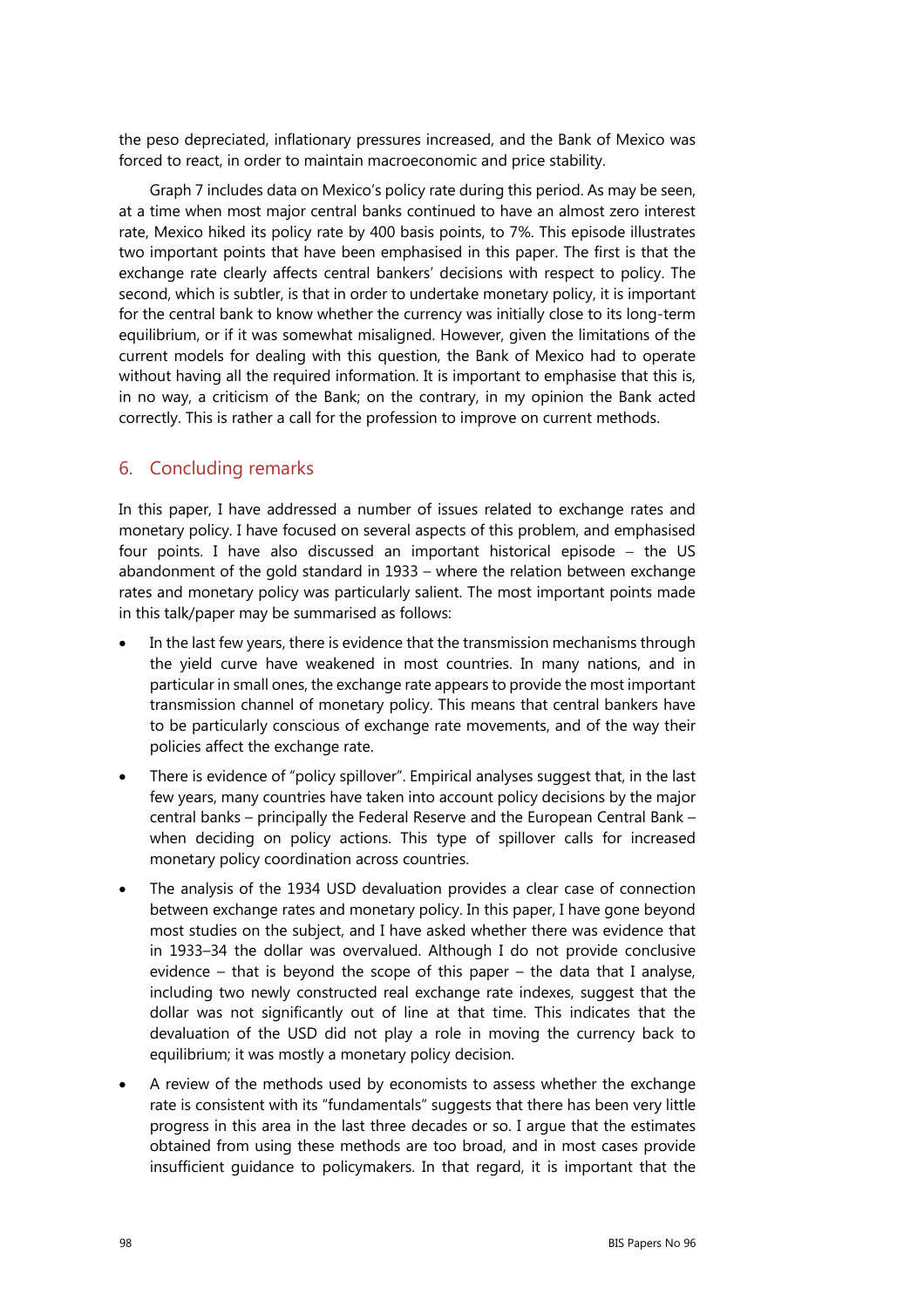the peso depreciated, inflationary pressures increased, and the Bank of Mexico was forced to react, in order to maintain macroeconomic and price stability.

Graph 7 includes data on Mexico's policy rate during this period. As may be seen, at a time when most major central banks continued to have an almost zero interest rate, Mexico hiked its policy rate by 400 basis points, to 7%. This episode illustrates two important points that have been emphasised in this paper. The first is that the exchange rate clearly affects central bankers' decisions with respect to policy. The second, which is subtler, is that in order to undertake monetary policy, it is important for the central bank to know whether the currency was initially close to its long-term equilibrium, or if it was somewhat misaligned. However, given the limitations of the current models for dealing with this question, the Bank of Mexico had to operate without having all the required information. It is important to emphasise that this is, in no way, a criticism of the Bank; on the contrary, in my opinion the Bank acted correctly. This is rather a call for the profession to improve on current methods.

## 6. Concluding remarks

In this paper, I have addressed a number of issues related to exchange rates and monetary policy. I have focused on several aspects of this problem, and emphasised four points. I have also discussed an important historical episode – the US abandonment of the gold standard in 1933 – where the relation between exchange rates and monetary policy was particularly salient. The most important points made in this talk/paper may be summarised as follows:

- In the last few years, there is evidence that the transmission mechanisms through the yield curve have weakened in most countries. In many nations, and in particular in small ones, the exchange rate appears to provide the most important transmission channel of monetary policy. This means that central bankers have to be particularly conscious of exchange rate movements, and of the way their policies affect the exchange rate.
- There is evidence of "policy spillover". Empirical analyses suggest that, in the last few years, many countries have taken into account policy decisions by the major central banks – principally the Federal Reserve and the European Central Bank – when deciding on policy actions. This type of spillover calls for increased monetary policy coordination across countries.
- The analysis of the 1934 USD devaluation provides a clear case of connection between exchange rates and monetary policy. In this paper, I have gone beyond most studies on the subject, and I have asked whether there was evidence that in 1933–34 the dollar was overvalued. Although I do not provide conclusive evidence – that is beyond the scope of this paper – the data that I analyse, including two newly constructed real exchange rate indexes, suggest that the dollar was not significantly out of line at that time. This indicates that the devaluation of the USD did not play a role in moving the currency back to equilibrium; it was mostly a monetary policy decision.
- A review of the methods used by economists to assess whether the exchange rate is consistent with its "fundamentals" suggests that there has been very little progress in this area in the last three decades or so. I argue that the estimates obtained from using these methods are too broad, and in most cases provide insufficient guidance to policymakers. In that regard, it is important that the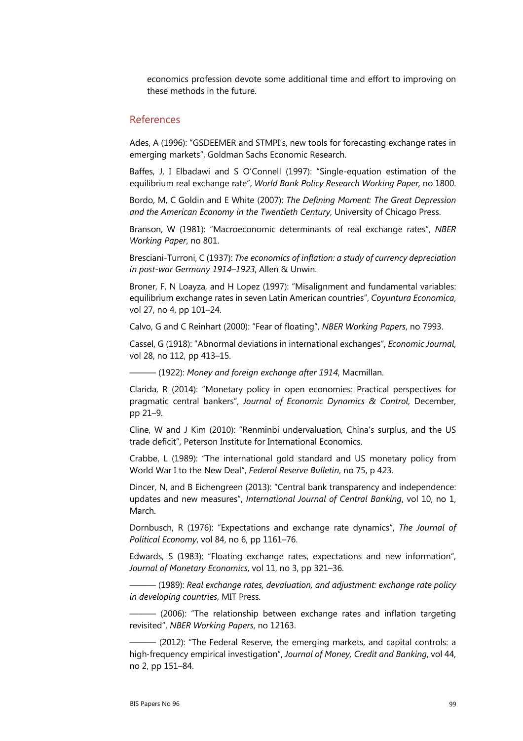economics profession devote some additional time and effort to improving on these methods in the future.

## References

Ades, A (1996): "GSDEEMER and STMPI's, new tools for forecasting exchange rates in emerging markets", Goldman Sachs Economic Research.

Baffes, J, I Elbadawi and S O'Connell (1997): "Single-equation estimation of the equilibrium real exchange rate", *World Bank Policy Research Working Paper,* no 1800.

Bordo, M, C Goldin and E White (2007): *The Defining Moment: The Great Depression and the American Economy in the Twentieth Century*, University of Chicago Press.

Branson, W (1981): "Macroeconomic determinants of real exchange rates", *NBER Working Paper*, no 801.

Bresciani-Turroni, C (1937): *The economics of inflation: a study of currency depreciation in post-war Germany 1914–1923*, Allen & Unwin.

Broner, F, N Loayza, and H Lopez (1997): "Misalignment and fundamental variables: equilibrium exchange rates in seven Latin American countries", *Coyuntura Economica*, vol 27, no 4, pp 101–24.

Calvo, G and C Reinhart (2000): "Fear of floating", *NBER Working Papers*, no 7993.

Cassel, G (1918): "Abnormal deviations in international exchanges", *Economic Journal*, vol 28, no 112, pp 413–15.

——— (1922): *Money and foreign exchange after 1914*, Macmillan.

Clarida, R (2014): "Monetary policy in open economies: Practical perspectives for pragmatic central bankers", *Journal of Economic Dynamics & Control*, December, pp 21–9.

Cline, W and J Kim (2010): "Renminbi undervaluation, China's surplus, and the US trade deficit", Peterson Institute for International Economics.

Crabbe, L (1989): "The international gold standard and US monetary policy from World War I to the New Deal", *Federal Reserve Bulletin*, no 75, p 423.

Dincer, N, and B Eichengreen (2013): "Central bank transparency and independence: updates and new measures", *International Journal of Central Banking*, vol 10, no 1, March.

Dornbusch, R (1976): "Expectations and exchange rate dynamics", *The Journal of Political Economy*, vol 84, no 6, pp 1161–76.

Edwards, S (1983): "Floating exchange rates, expectations and new information", *Journal of Monetary Economics*, vol 11, no 3, pp 321–36.

——— (1989): *Real exchange rates, devaluation, and adjustment: exchange rate policy in developing countries*, MIT Press.

——— (2006): "The relationship between exchange rates and inflation targeting revisited", *NBER Working Papers*, no 12163.

——— (2012): "The Federal Reserve, the emerging markets, and capital controls: a high-frequency empirical investigation", *Journal of Money, Credit and Banking*, vol 44, no 2, pp 151–84.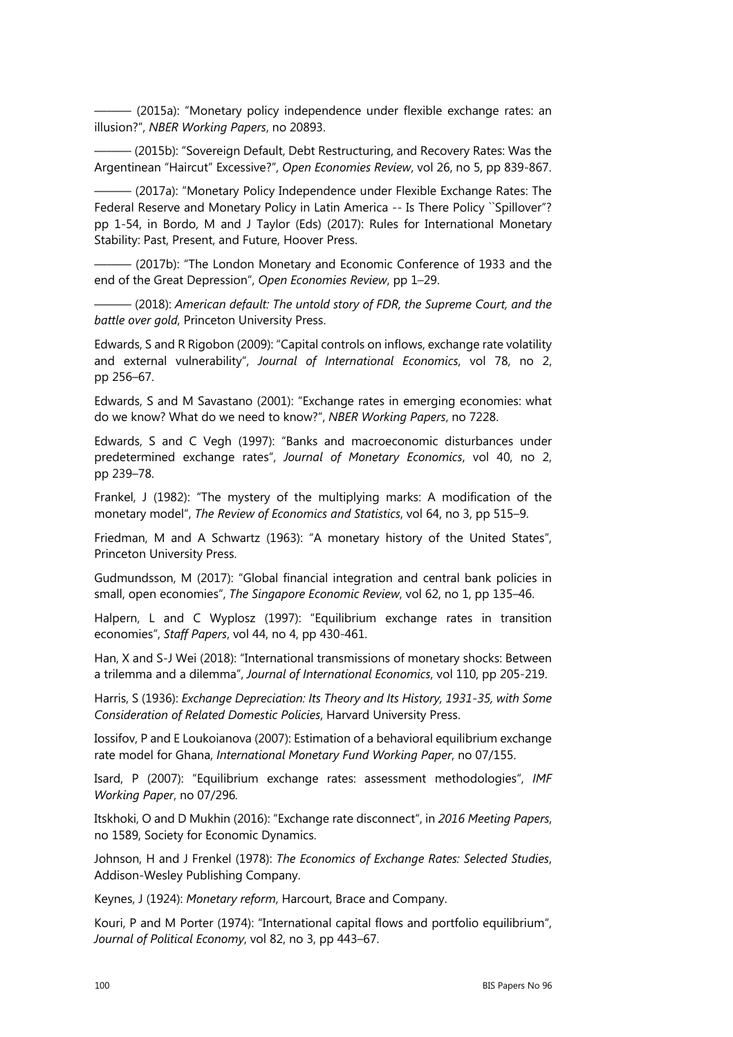——— (2015a): "Monetary policy independence under flexible exchange rates: an illusion?", *NBER Working Papers*, no 20893.

——— (2015b): "Sovereign Default, Debt Restructuring, and Recovery Rates: Was the Argentinean "Haircut" Excessive?", *Open Economies Review*, vol 26, no 5, pp 839-867.

——— (2017a): "Monetary Policy Independence under Flexible Exchange Rates: The Federal Reserve and Monetary Policy in Latin America -- Is There Policy ``Spillover"? pp 1-54, in Bordo, M and J Taylor (Eds) (2017): Rules for International Monetary Stability: Past, Present, and Future, Hoover Press.

——— (2017b): "The London Monetary and Economic Conference of 1933 and the end of the Great Depression", *Open Economies Review*, pp 1–29.

——— (2018): *American default: The untold story of FDR, the Supreme Court, and the battle over gold*, Princeton University Press.

Edwards, S and R Rigobon (2009): "Capital controls on inflows, exchange rate volatility and external vulnerability", *Journal of International Economics*, vol 78, no 2, pp 256–67.

Edwards, S and M Savastano (2001): "Exchange rates in emerging economies: what do we know? What do we need to know?", *NBER Working Papers*, no 7228.

Edwards, S and C Vegh (1997): "Banks and macroeconomic disturbances under predetermined exchange rates", *Journal of Monetary Economics*, vol 40, no 2, pp 239–78.

Frankel, J (1982): "The mystery of the multiplying marks: A modification of the monetary model", *The Review of Economics and Statistics*, vol 64, no 3, pp 515–9.

Friedman, M and A Schwartz (1963): "A monetary history of the United States", Princeton University Press.

Gudmundsson, M (2017): "Global financial integration and central bank policies in small, open economies", *The Singapore Economic Review*, vol 62, no 1, pp 135–46.

Halpern, L and C Wyplosz (1997): "Equilibrium exchange rates in transition economies", *Staff Papers*, vol 44, no 4, pp 430-461.

Han, X and S-J Wei (2018): "International transmissions of monetary shocks: Between a trilemma and a dilemma", *Journal of International Economics*, vol 110, pp 205-219.

Harris, S (1936): *Exchange Depreciation: Its Theory and Its History, 1931-35, with Some Consideration of Related Domestic Policies*, Harvard University Press.

Iossifov, P and E Loukoianova (2007): Estimation of a behavioral equilibrium exchange rate model for Ghana, *International Monetary Fund Working Paper*, no 07/155.

Isard, P (2007): "Equilibrium exchange rates: assessment methodologies", *IMF Working Paper*, no 07/296.

Itskhoki, O and D Mukhin (2016): "Exchange rate disconnect", in *2016 Meeting Papers*, no 1589, Society for Economic Dynamics.

Johnson, H and J Frenkel (1978): *The Economics of Exchange Rates: Selected Studies*, Addison-Wesley Publishing Company.

Keynes, J (1924): *Monetary reform*, Harcourt, Brace and Company.

Kouri, P and M Porter (1974): "International capital flows and portfolio equilibrium", *Journal of Political Economy*, vol 82, no 3, pp 443–67.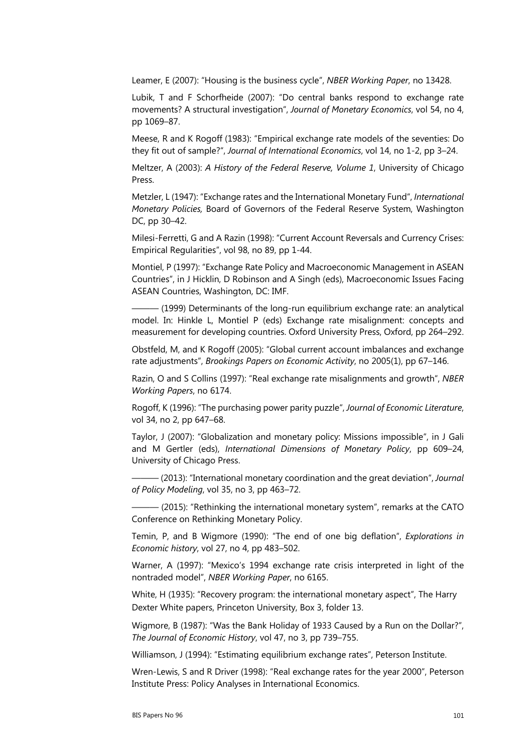Leamer, E (2007): "Housing is the business cycle", *NBER Working Paper*, no 13428.

Lubik, T and F Schorfheide (2007): "Do central banks respond to exchange rate movements? A structural investigation", *Journal of Monetary Economics*, vol 54, no 4, pp 1069–87.

Meese, R and K Rogoff (1983): "Empirical exchange rate models of the seventies: Do they fit out of sample?", *Journal of International Economics*, vol 14, no 1-2, pp 3–24.

Meltzer, A (2003): *A History of the Federal Reserve, Volume 1*, University of Chicago Press.

Metzler, L (1947): "Exchange rates and the International Monetary Fund", *International Monetary Policies,* Board of Governors of the Federal Reserve System, Washington DC, pp 30–42.

Milesi-Ferretti, G and A Razin (1998): "Current Account Reversals and Currency Crises: Empirical Regularities", vol 98, no 89, pp 1-44.

Montiel, P (1997): "Exchange Rate Policy and Macroeconomic Management in ASEAN Countries", in J Hicklin, D Robinson and A Singh (eds), Macroeconomic Issues Facing ASEAN Countries, Washington, DC: IMF.

——— (1999) Determinants of the long-run equilibrium exchange rate: an analytical model. In: Hinkle L, Montiel P (eds) Exchange rate misalignment: concepts and measurement for developing countries. Oxford University Press, Oxford, pp 264–292.

Obstfeld, M, and K Rogoff (2005): "Global current account imbalances and exchange rate adjustments", *Brookings Papers on Economic Activity*, no 2005(1), pp 67–146.

Razin, O and S Collins (1997): "Real exchange rate misalignments and growth", *NBER Working Papers*, no 6174.

Rogoff, K (1996): "The purchasing power parity puzzle", *Journal of Economic Literature*, vol 34, no 2, pp 647–68.

Taylor, J (2007): "Globalization and monetary policy: Missions impossible", in J Gali and M Gertler (eds), *International Dimensions of Monetary Policy*, pp 609–24, University of Chicago Press.

——— (2013): "International monetary coordination and the great deviation", *Journal of Policy Modeling*, vol 35, no 3, pp 463–72.

——— (2015): "Rethinking the international monetary system", remarks at the CATO Conference on Rethinking Monetary Policy.

Temin, P, and B Wigmore (1990): "The end of one big deflation", *Explorations in Economic history*, vol 27, no 4, pp 483–502.

Warner, A (1997): "Mexico's 1994 exchange rate crisis interpreted in light of the nontraded model", *NBER Working Paper*, no 6165.

White, H (1935): "Recovery program: the international monetary aspect", The Harry Dexter White papers, Princeton University, Box 3, folder 13.

Wigmore, B (1987): "Was the Bank Holiday of 1933 Caused by a Run on the Dollar?", *The Journal of Economic History*, vol 47, no 3, pp 739–755.

Williamson, J (1994): "Estimating equilibrium exchange rates", Peterson Institute.

Wren-Lewis, S and R Driver (1998): "Real exchange rates for the year 2000", Peterson Institute Press: Policy Analyses in International Economics.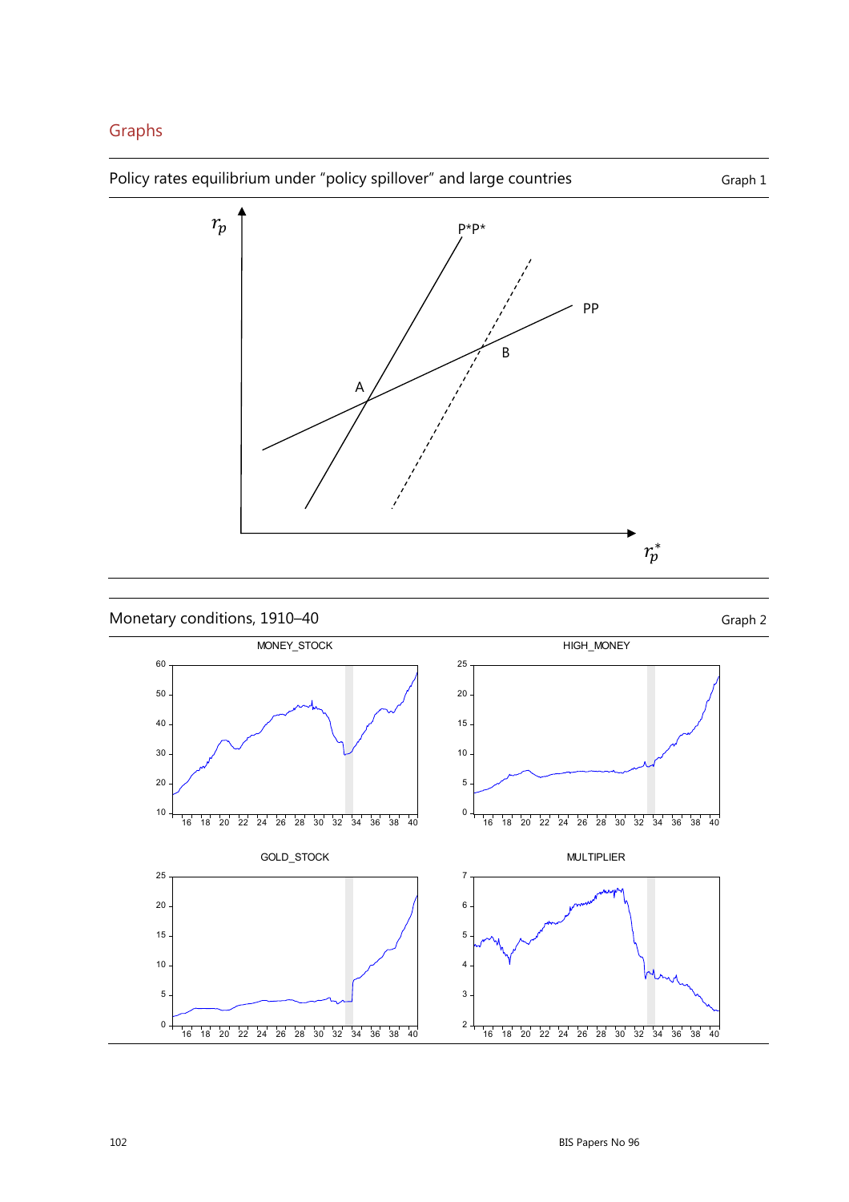# Graphs

Policy rates equilibrium under "policy spillover" and large countries — Graph 1

Monetary conditions, 1910–40 — Graph 2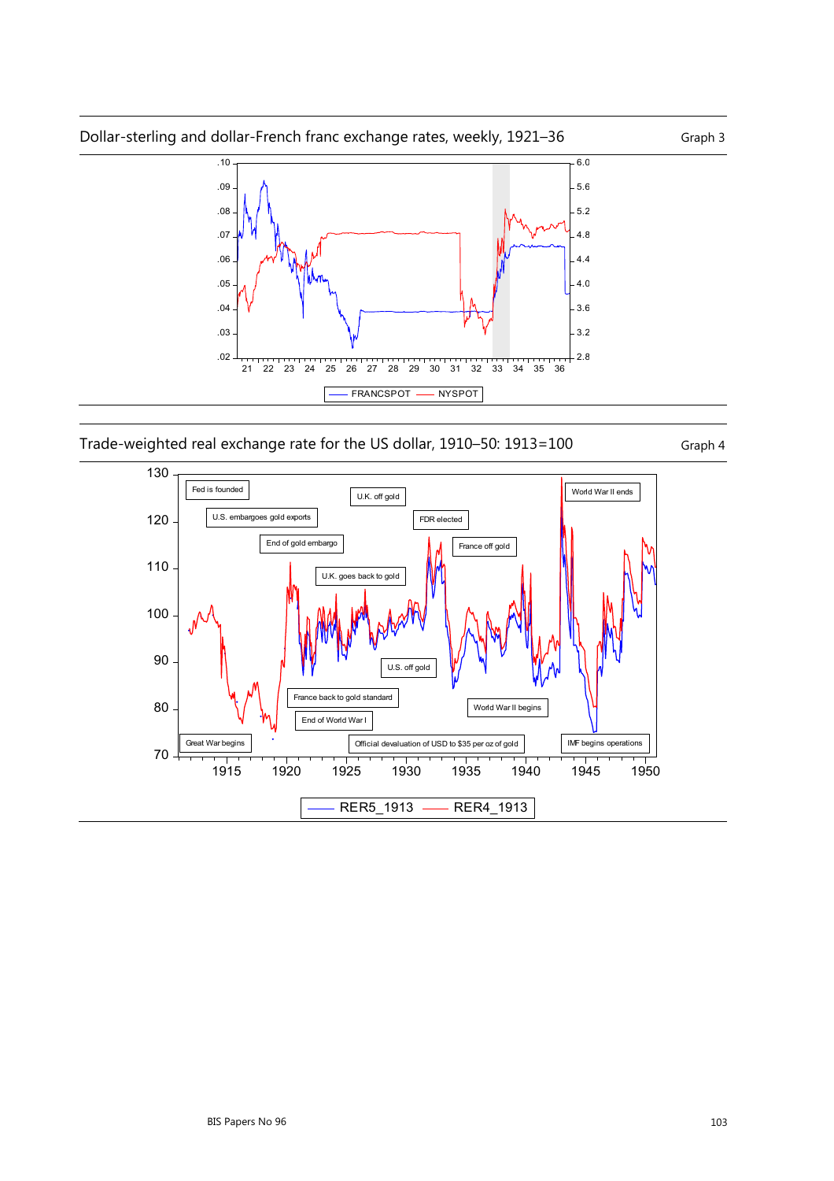Dollar-sterling and dollar-French franc exchange rates, weekly, 1921–36

Graph 3

Trade-weighted real exchange rate for the US dollar, 1910–50: 1913=100

Graph 4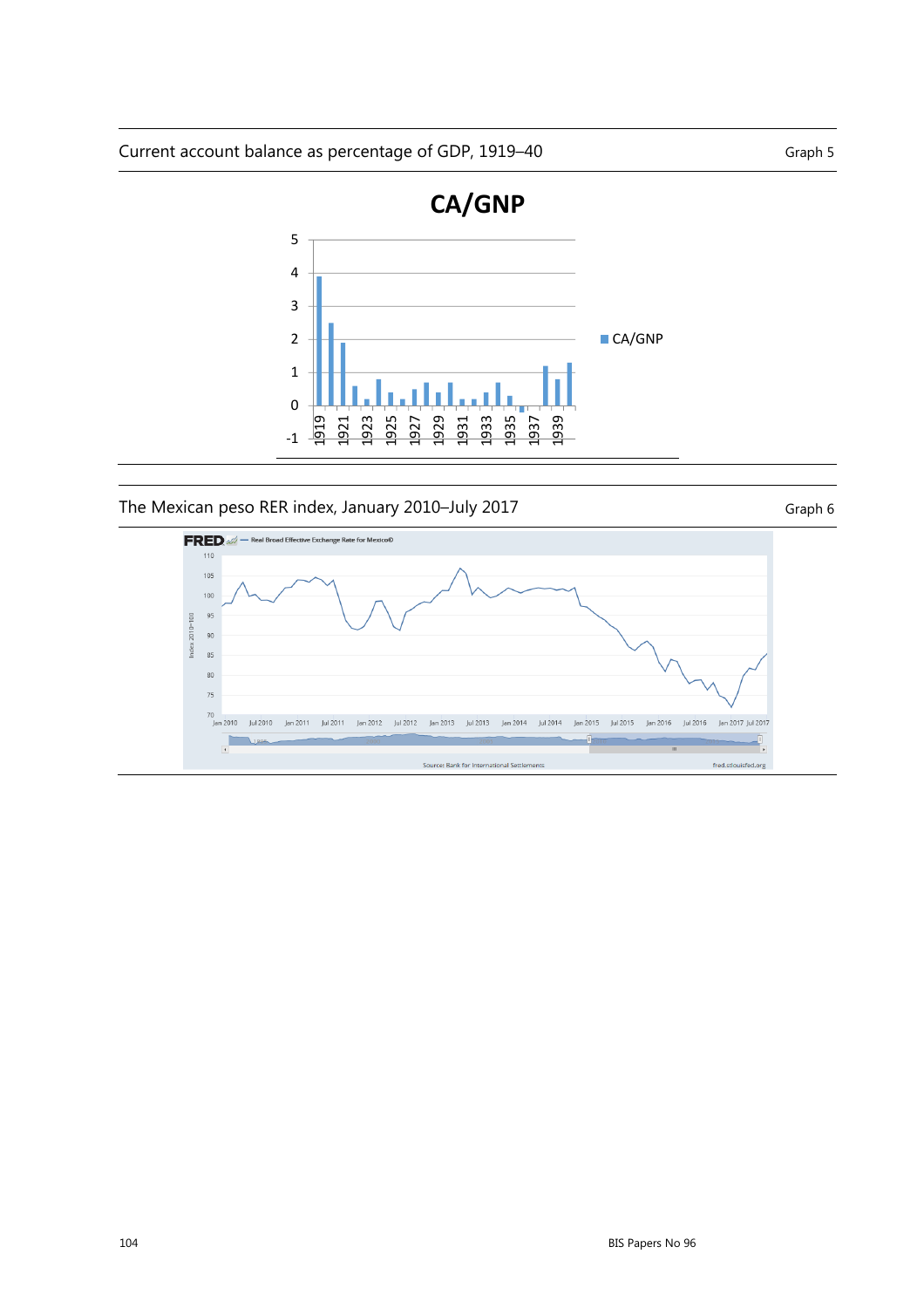Current account balance as percentage of GDP, 1919–40 Graph 5

The Mexican peso RER index, January 2010–July 2017 Graph 6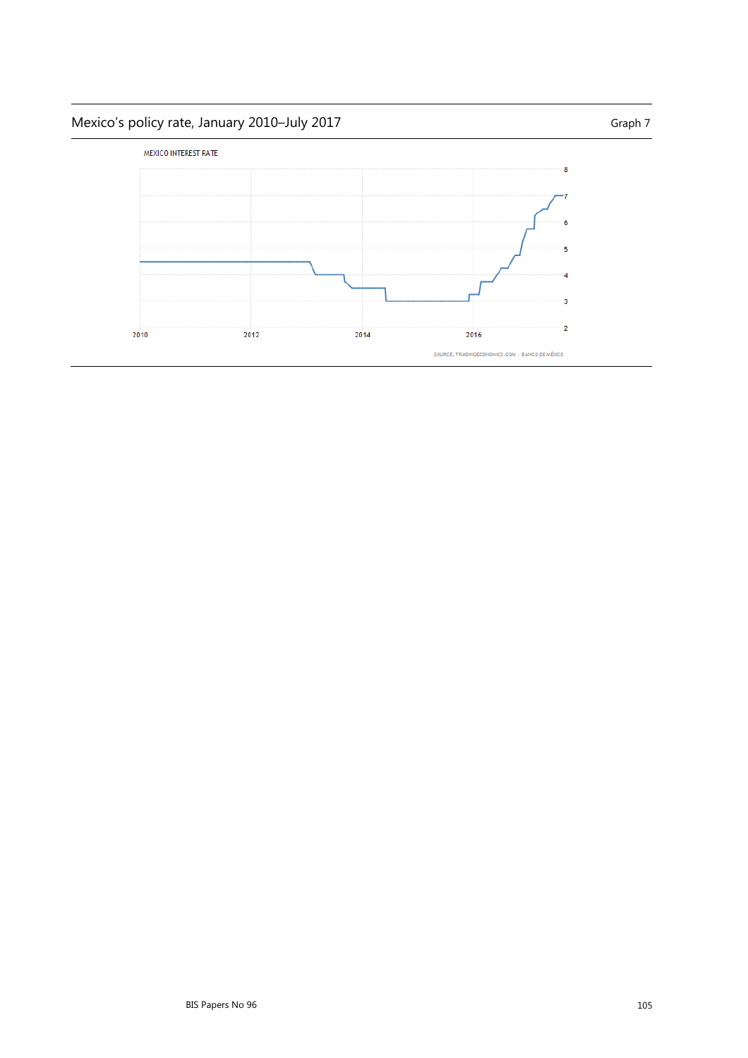Mexico's policy rate, January 2010–July 2017

Graph 7

MEXICO INTEREST RATE

SOURCE: TRADINGECONOMICS.COM | BANCO DE MÉXICO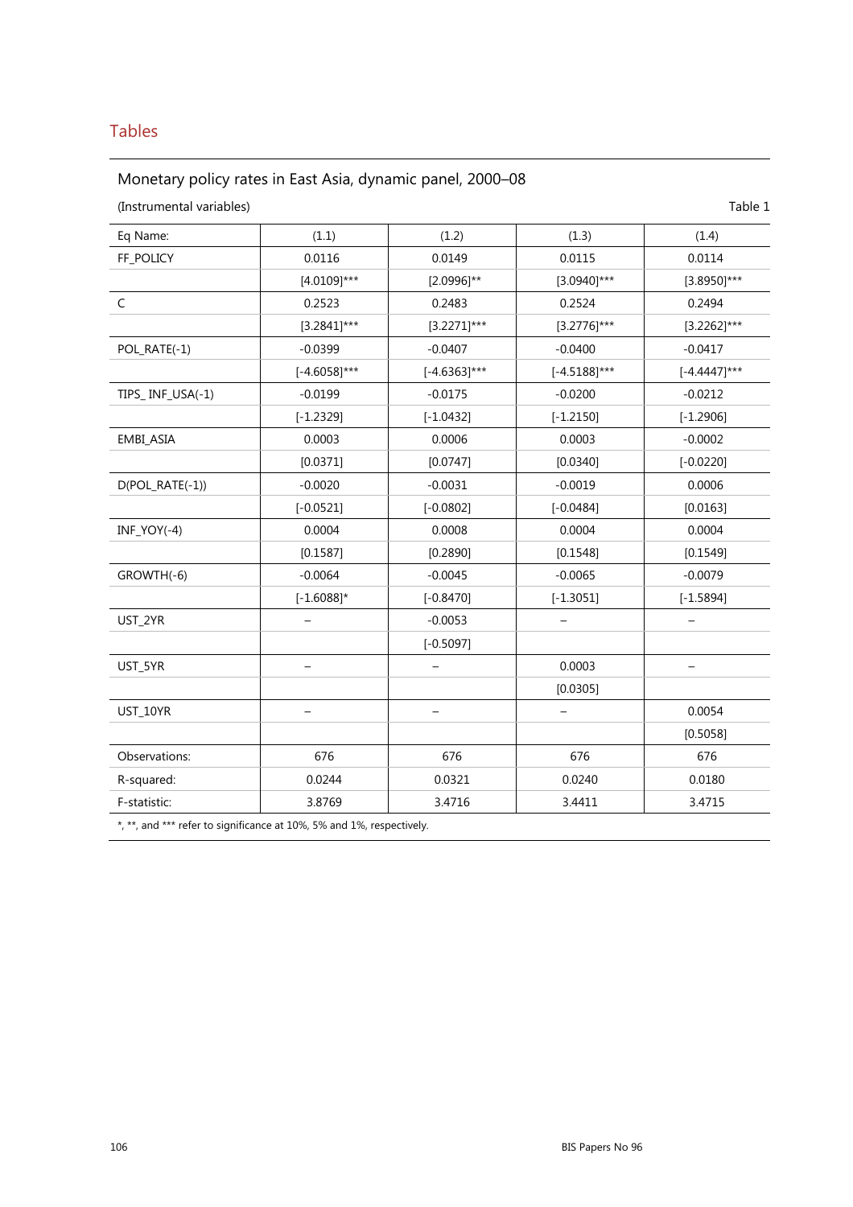## Tables

Monetary policy rates in East Asia, dynamic panel, 2000–08

(Instrumental variables)

Table 1

| Eq Name: | (1.1) | (1.2) | (1.3) | (1.4) |
|---|---|---|---|---|
| FF_POLICY | 0.0116 | 0.0149 | 0.0115 | 0.0114 |
| | [4.0109]*** | [2.0996]** | [3.0940]*** | [3.8950]*** |
| C | 0.2523 | 0.2483 | 0.2524 | 0.2494 |
| | [3.2841]*** | [3.2271]*** | [3.2776]*** | [3.2262]*** |
| POL_RATE(-1) | -0.0399 | -0.0407 | -0.0400 | -0.0417 |
| | [-4.6058]*** | [-4.6363]*** | [-4.5188]*** | [-4.4447]*** |
| TIPS_ INF_USA(-1) | -0.0199 | -0.0175 | -0.0200 | -0.0212 |
| | [-1.2329] | [-1.0432] | [-1.2150] | [-1.2906] |
| EMBI_ASIA | 0.0003 | 0.0006 | 0.0003 | -0.0002 |
| | [0.0371] | [0.0747] | [0.0340] | [-0.0220] |
| D(POL_RATE(-1)) | -0.0020 | -0.0031 | -0.0019 | 0.0006 |
| | [-0.0521] | [-0.0802] | [-0.0484] | [0.0163] |
| INF_YOY(-4) | 0.0004 | 0.0008 | 0.0004 | 0.0004 |
| | [0.1587] | [0.2890] | [0.1548] | [0.1549] |
| GROWTH(-6) | -0.0064 | -0.0045 | -0.0065 | -0.0079 |
| | [-1.6088]* | [-0.8470] | [-1.3051] | [-1.5894] |
| UST_2YR | – | -0.0053 | – | – |
| | | [-0.5097] | | |
| UST_5YR | – | – | 0.0003 | – |
| | | | [0.0305] | |
| UST_10YR | – | – | – | 0.0054 |
| | | | | [0.5058] |
| Observations: | 676 | 676 | 676 | 676 |
| R-squared: | 0.0244 | 0.0321 | 0.0240 | 0.0180 |
| F-statistic: | 3.8769 | 3.4716 | 3.4411 | 3.4715 |

*, **, and *** refer to significance at 10%, 5% and 1%, respectively.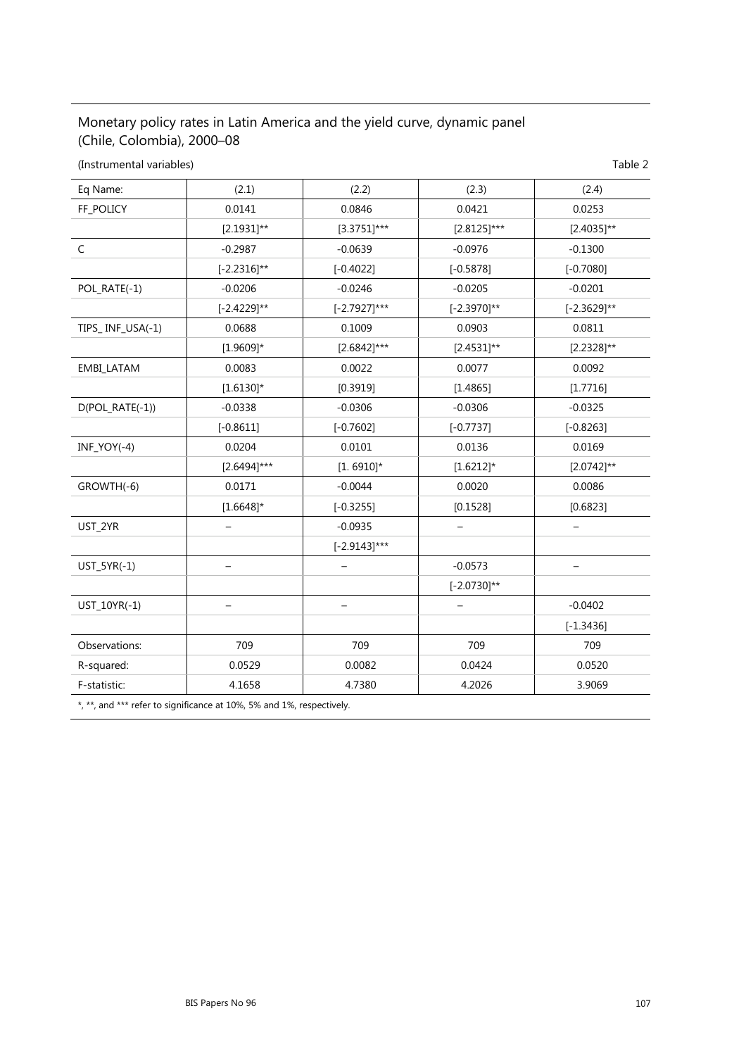Monetary policy rates in Latin America and the yield curve, dynamic panel (Chile, Colombia), 2000–08

(Instrumental variables) Table 2

| Eq Name: | (2.1) | (2.2) | (2.3) | (2.4) |
|---|---|---|---|---|
| FF_POLICY | 0.0141 | 0.0846 | 0.0421 | 0.0253 |
| | [2.1931]** | [3.3751]*** | [2.8125]*** | [2.4035]** |
| C | -0.2987 | -0.0639 | -0.0976 | -0.1300 |
| | [-2.2316]** | [-0.4022] | [-0.5878] | [-0.7080] |
| POL_RATE(-1) | -0.0206 | -0.0246 | -0.0205 | -0.0201 |
| | [-2.4229]** | [-2.7927]*** | [-2.3970]** | [-2.3629]** |
| TIPS_ INF_USA(-1) | 0.0688 | 0.1009 | 0.0903 | 0.0811 |
| | [1.9609]* | [2.6842]*** | [2.4531]** | [2.2328]** |
| EMBI_LATAM | 0.0083 | 0.0022 | 0.0077 | 0.0092 |
| | [1.6130]* | [0.3919] | [1.4865] | [1.7716] |
| D(POL_RATE(-1)) | -0.0338 | -0.0306 | -0.0306 | -0.0325 |
| | [-0.8611] | [-0.7602] | [-0.7737] | [-0.8263] |
| INF_YOY(-4) | 0.0204 | 0.0101 | 0.0136 | 0.0169 |
| | [2.6494]*** | [1. 6910]* | [1.6212]* | [2.0742]** |
| GROWTH(-6) | 0.0171 | -0.0044 | 0.0020 | 0.0086 |
| | [1.6648]* | [-0.3255] | [0.1528] | [0.6823] |
| UST_2YR | – | -0.0935 | – | – |
| | | [-2.9143]*** | | |
| UST_5YR(-1) | – | – | -0.0573 | – |
| | | | [-2.0730]** | |
| UST_10YR(-1) | – | – | – | -0.0402 |
| | | | | [-1.3436] |
| Observations: | 709 | 709 | 709 | 709 |
| R-squared: | 0.0529 | 0.0082 | 0.0424 | 0.0520 |
| F-statistic: | 4.1658 | 4.7380 | 4.2026 | 3.9069 |

*, **, and *** refer to significance at 10%, 5% and 1%, respectively.